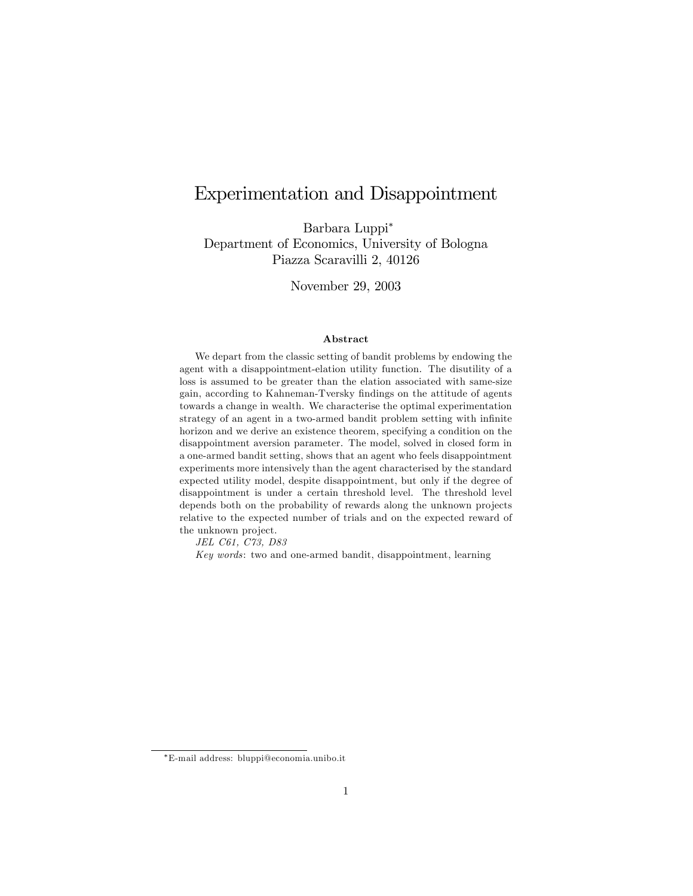# Experimentation and Disappointment

Barbara Luppi*
Department of Economics, University of Bologna
Piazza Scaravilli 2, 40126

November 29, 2003

### Abstract

We depart from the classic setting of bandit problems by endowing the agent with a disappointment-elation utility function. The disutility of a loss is assumed to be greater than the elation associated with same-size gain, according to Kahneman-Tversky findings on the attitude of agents towards a change in wealth. We characterise the optimal experimentation strategy of an agent in a two-armed bandit problem setting with infinite horizon and we derive an existence theorem, specifying a condition on the disappointment aversion parameter. The model, solved in closed form in a one-armed bandit setting, shows that an agent who feels disappointment experiments more intensively than the agent characterised by the standard expected utility model, despite disappointment, but only if the degree of disappointment is under a certain threshold level. The threshold level depends both on the probability of rewards along the unknown projects relative to the expected number of trials and on the expected reward of the unknown project.

*JEL C61, C73, D83*

*Key words*: two and one-armed bandit, disappointment, learning

---

*E-mail address: bluppi@economia.unibo.it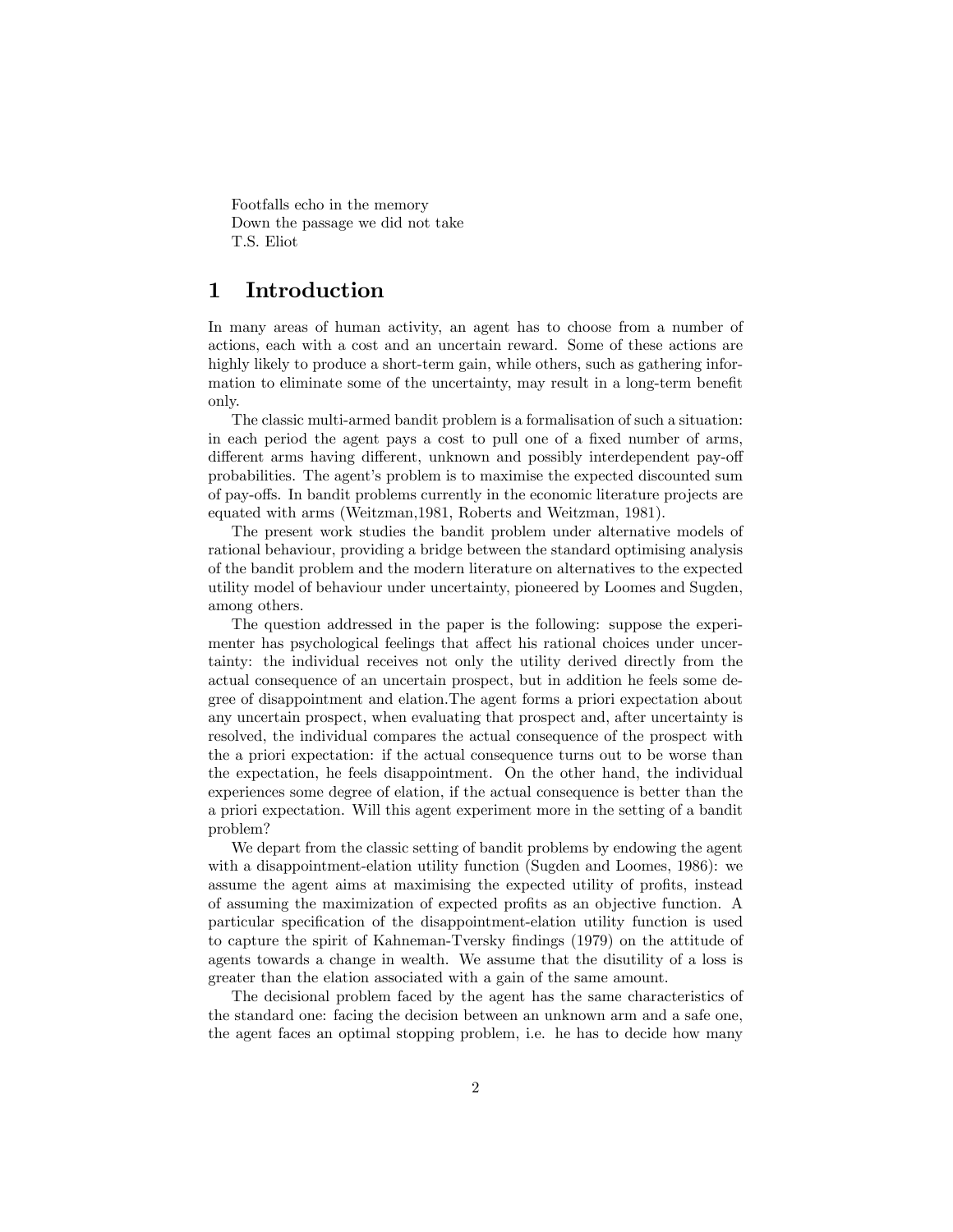Footfalls echo in the memory
Down the passage we did not take
T.S. Eliot

# 1 Introduction

In many areas of human activity, an agent has to choose from a number of actions, each with a cost and an uncertain reward. Some of these actions are highly likely to produce a short-term gain, while others, such as gathering information to eliminate some of the uncertainty, may result in a long-term benefit only.

The classic multi-armed bandit problem is a formalisation of such a situation: in each period the agent pays a cost to pull one of a fixed number of arms, different arms having different, unknown and possibly interdependent pay-off probabilities. The agent's problem is to maximise the expected discounted sum of pay-offs. In bandit problems currently in the economic literature projects are equated with arms (Weitzman,1981, Roberts and Weitzman, 1981).

The present work studies the bandit problem under alternative models of rational behaviour, providing a bridge between the standard optimising analysis of the bandit problem and the modern literature on alternatives to the expected utility model of behaviour under uncertainty, pioneered by Loomes and Sugden, among others.

The question addressed in the paper is the following: suppose the experimenter has psychological feelings that affect his rational choices under uncertainty: the individual receives not only the utility derived directly from the actual consequence of an uncertain prospect, but in addition he feels some degree of disappointment and elation.The agent forms a priori expectation about any uncertain prospect, when evaluating that prospect and, after uncertainty is resolved, the individual compares the actual consequence of the prospect with the a priori expectation: if the actual consequence turns out to be worse than the expectation, he feels disappointment. On the other hand, the individual experiences some degree of elation, if the actual consequence is better than the a priori expectation. Will this agent experiment more in the setting of a bandit problem?

We depart from the classic setting of bandit problems by endowing the agent with a disappointment-elation utility function (Sugden and Loomes, 1986): we assume the agent aims at maximising the expected utility of profits, instead of assuming the maximization of expected profits as an objective function. A particular specification of the disappointment-elation utility function is used to capture the spirit of Kahneman-Tversky findings (1979) on the attitude of agents towards a change in wealth. We assume that the disutility of a loss is greater than the elation associated with a gain of the same amount.

The decisional problem faced by the agent has the same characteristics of the standard one: facing the decision between an unknown arm and a safe one, the agent faces an optimal stopping problem, i.e. he has to decide how many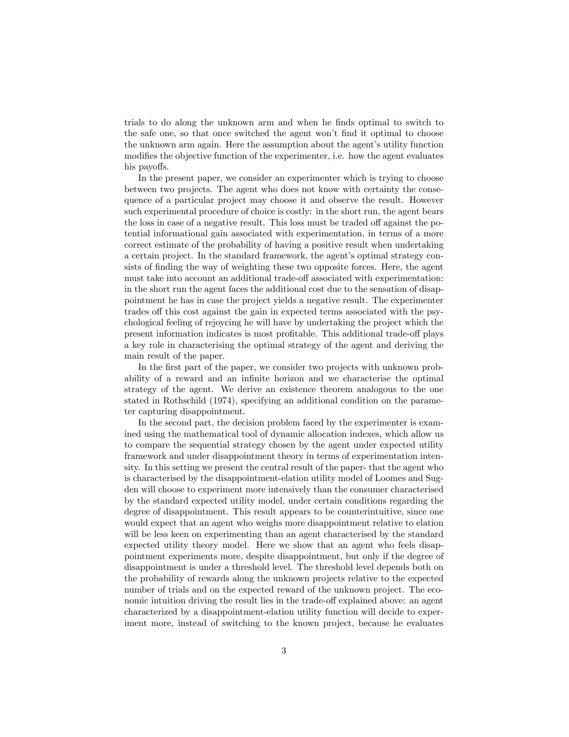trials to do along the unknown arm and when he finds optimal to switch to the safe one, so that once switched the agent won't find it optimal to choose the unknown arm again. Here the assumption about the agent's utility function modifies the objective function of the experimenter, i.e. how the agent evaluates his payoffs.

In the present paper, we consider an experimenter which is trying to choose between two projects. The agent who does not know with certainty the consequence of a particular project may choose it and observe the result. However such experimental procedure of choice is costly: in the short run, the agent bears the loss in case of a negative result. This loss must be traded off against the potential informational gain associated with experimentation, in terms of a more correct estimate of the probability of having a positive result when undertaking a certain project. In the standard framework, the agent's optimal strategy consists of finding the way of weighting these two opposite forces. Here, the agent must take into account an additional trade-off associated with experimentation: in the short run the agent faces the additional cost due to the sensation of disappointment he has in case the project yields a negative result. The experimenter trades off this cost against the gain in expected terms associated with the psychological feeling of rejoycing he will have by undertaking the project which the present information indicates is most profitable. This additional trade-off plays a key role in characterising the optimal strategy of the agent and deriving the main result of the paper.

In the first part of the paper, we consider two projects with unknown probability of a reward and an infinite horizon and we characterise the optimal strategy of the agent. We derive an existence theorem analogous to the one stated in Rothschild (1974), specifying an additional condition on the parameter capturing disappointment.

In the second part, the decision problem faced by the experimenter is examined using the mathematical tool of dynamic allocation indexes, which allow us to compare the sequential strategy chosen by the agent under expected utility framework and under disappointment theory in terms of experimentation intensity. In this setting we present the central result of the paper- that the agent who is characterised by the disappointment-elation utility model of Loomes and Sugden will choose to experiment more intensively than the consumer characterised by the standard expected utility model, under certain conditions regarding the degree of disappointment. This result appears to be counterintuitive, since one would expect that an agent who weighs more disappointment relative to elation will be less keen on experimenting than an agent characterised by the standard expected utility theory model. Here we show that an agent who feels disappointment experiments more, despite disappointment, but only if the degree of disappointment is under a threshold level. The threshold level depends both on the probability of rewards along the unknown projects relative to the expected number of trials and on the expected reward of the unknown project. The economic intuition driving the result lies in the trade-off explained above: an agent characterized by a disappointment-elation utility function will decide to experiment more, instead of switching to the known project, because he evaluates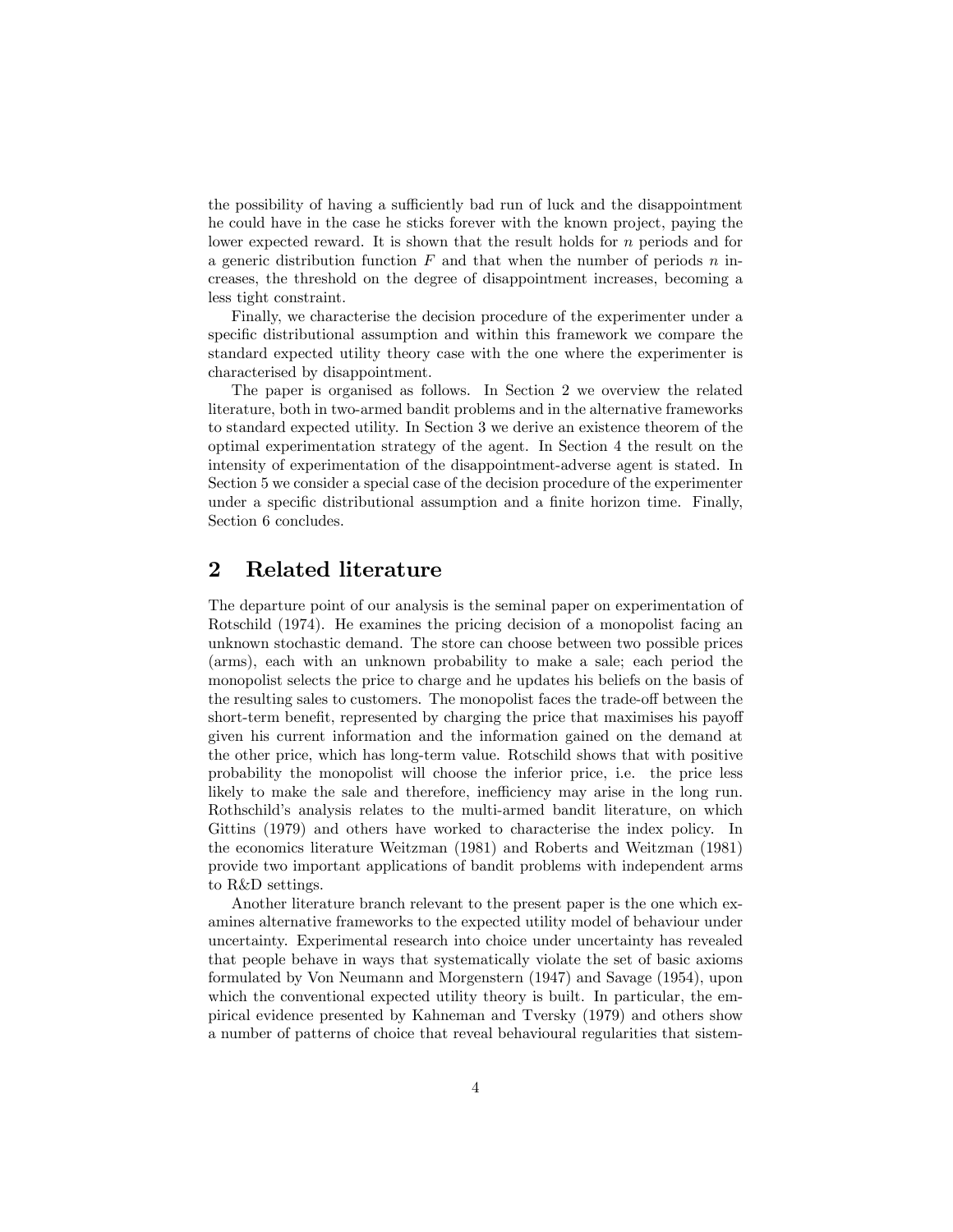the possibility of having a sufficiently bad run of luck and the disappointment he could have in the case he sticks forever with the known project, paying the lower expected reward. It is shown that the result holds for $n$ periods and for a generic distribution function $F$ and that when the number of periods $n$ increases, the threshold on the degree of disappointment increases, becoming a less tight constraint.

Finally, we characterise the decision procedure of the experimenter under a specific distributional assumption and within this framework we compare the standard expected utility theory case with the one where the experimenter is characterised by disappointment.

The paper is organised as follows. In Section 2 we overview the related literature, both in two-armed bandit problems and in the alternative frameworks to standard expected utility. In Section 3 we derive an existence theorem of the optimal experimentation strategy of the agent. In Section 4 the result on the intensity of experimentation of the disappointment-adverse agent is stated. In Section 5 we consider a special case of the decision procedure of the experimenter under a specific distributional assumption and a finite horizon time. Finally, Section 6 concludes.

## 2 Related literature

The departure point of our analysis is the seminal paper on experimentation of Rotschild (1974). He examines the pricing decision of a monopolist facing an unknown stochastic demand. The store can choose between two possible prices (arms), each with an unknown probability to make a sale; each period the monopolist selects the price to charge and he updates his beliefs on the basis of the resulting sales to customers. The monopolist faces the trade-off between the short-term benefit, represented by charging the price that maximises his payoff given his current information and the information gained on the demand at the other price, which has long-term value. Rotschild shows that with positive probability the monopolist will choose the inferior price, i.e. the price less likely to make the sale and therefore, inefficiency may arise in the long run. Rothschild's analysis relates to the multi-armed bandit literature, on which Gittins (1979) and others have worked to characterise the index policy. In the economics literature Weitzman (1981) and Roberts and Weitzman (1981) provide two important applications of bandit problems with independent arms to R&D settings.

Another literature branch relevant to the present paper is the one which examines alternative frameworks to the expected utility model of behaviour under uncertainty. Experimental research into choice under uncertainty has revealed that people behave in ways that systematically violate the set of basic axioms formulated by Von Neumann and Morgenstern (1947) and Savage (1954), upon which the conventional expected utility theory is built. In particular, the empirical evidence presented by Kahneman and Tversky (1979) and others show a number of patterns of choice that reveal behavioural regularities that sistem-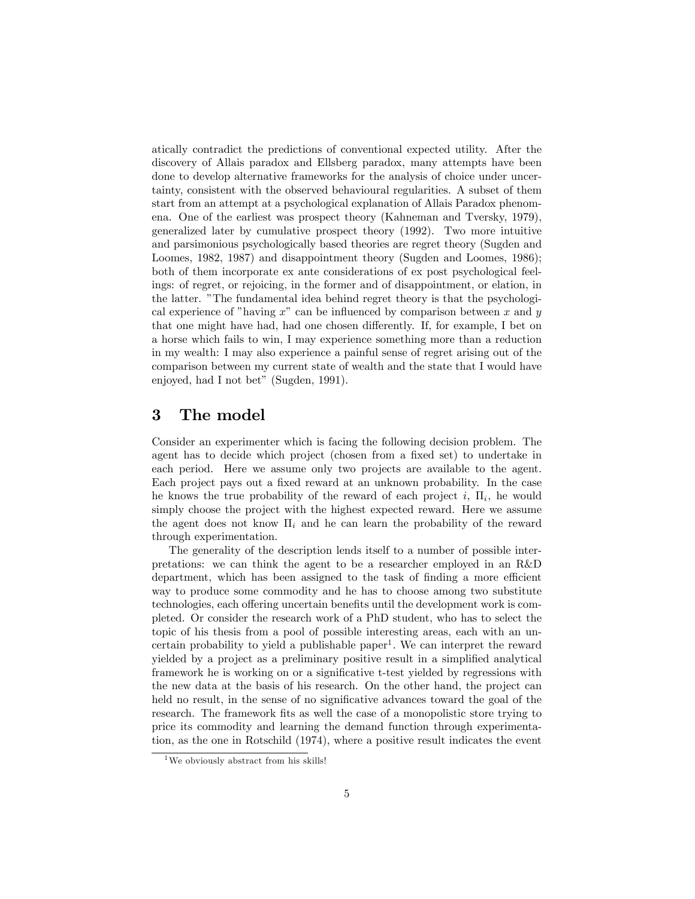atically contradict the predictions of conventional expected utility. After the discovery of Allais paradox and Ellsberg paradox, many attempts have been done to develop alternative frameworks for the analysis of choice under uncertainty, consistent with the observed behavioural regularities. A subset of them start from an attempt at a psychological explanation of Allais Paradox phenomena. One of the earliest was prospect theory (Kahneman and Tversky, 1979), generalized later by cumulative prospect theory (1992). Two more intuitive and parsimonious psychologically based theories are regret theory (Sugden and Loomes, 1982, 1987) and disappointment theory (Sugden and Loomes, 1986); both of them incorporate ex ante considerations of ex post psychological feelings: of regret, or rejoicing, in the former and of disappointment, or elation, in the latter. "The fundamental idea behind regret theory is that the psychological experience of "having $x$" can be influenced by comparison between $x$ and $y$ that one might have had, had one chosen differently. If, for example, I bet on a horse which fails to win, I may experience something more than a reduction in my wealth: I may also experience a painful sense of regret arising out of the comparison between my current state of wealth and the state that I would have enjoyed, had I not bet" (Sugden, 1991).

## 3 The model

Consider an experimenter which is facing the following decision problem. The agent has to decide which project (chosen from a fixed set) to undertake in each period. Here we assume only two projects are available to the agent. Each project pays out a fixed reward at an unknown probability. In the case he knows the true probability of the reward of each project $i$, $\Pi_i$, he would simply choose the project with the highest expected reward. Here we assume the agent does not know $\Pi_i$ and he can learn the probability of the reward through experimentation.

The generality of the description lends itself to a number of possible interpretations: we can think the agent to be a researcher employed in an R&D department, which has been assigned to the task of finding a more efficient way to produce some commodity and he has to choose among two substitute technologies, each offering uncertain benefits until the development work is completed. Or consider the research work of a PhD student, who has to select the topic of his thesis from a pool of possible interesting areas, each with an uncertain probability to yield a publishable paper[1]. We can interpret the reward yielded by a project as a preliminary positive result in a simplified analytical framework he is working on or a significative t-test yielded by regressions with the new data at the basis of his research. On the other hand, the project can held no result, in the sense of no significative advances toward the goal of the research. The framework fits as well the case of a monopolistic store trying to price its commodity and learning the demand function through experimentation, as the one in Rotschild (1974), where a positive result indicates the event

[1] We obviously abstract from his skills!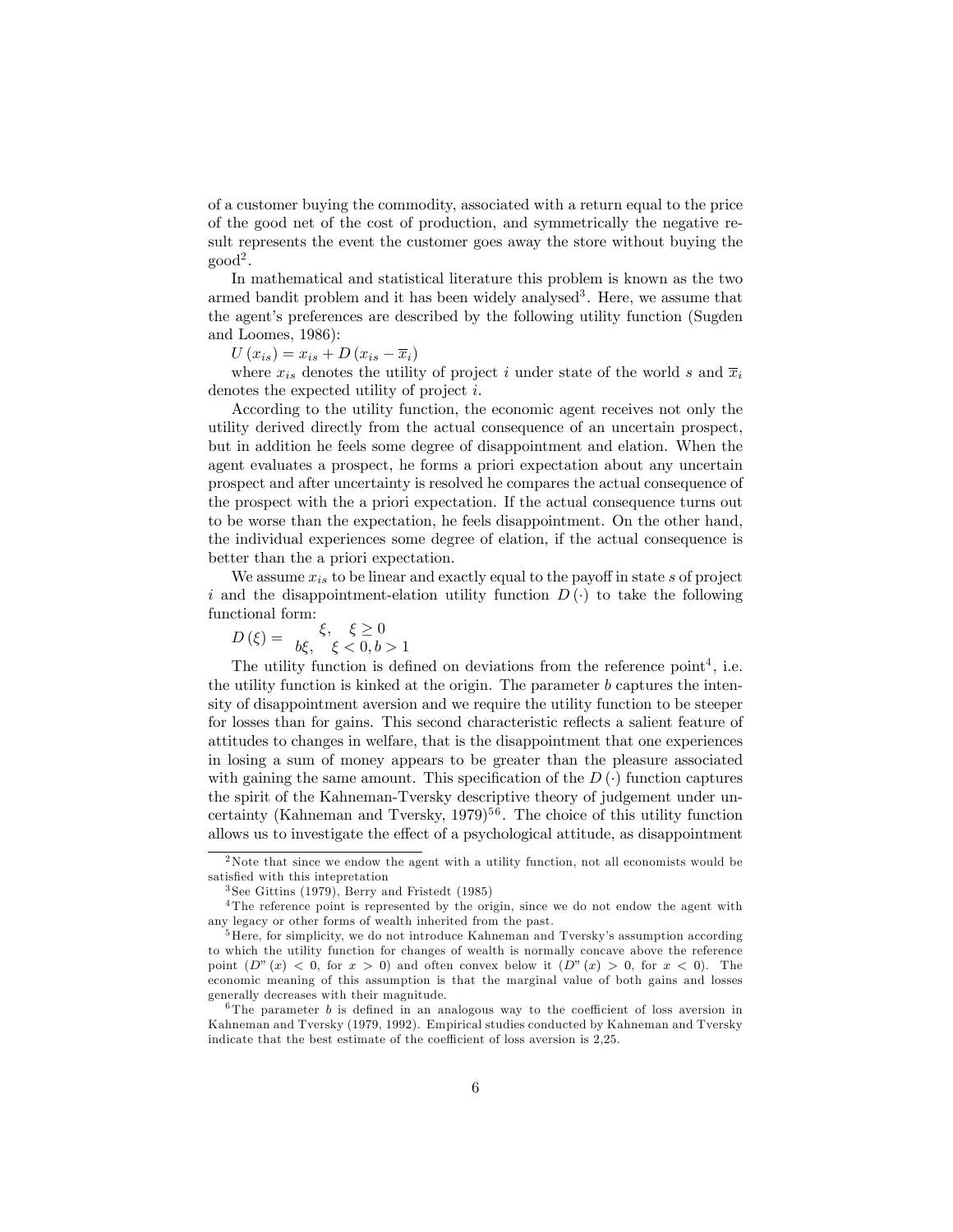of a customer buying the commodity, associated with a return equal to the price of the good net of the cost of production, and symmetrically the negative result represents the event the customer goes away the store without buying the good[2].

In mathematical and statistical literature this problem is known as the two armed bandit problem and it has been widely analysed[3]. Here, we assume that the agent's preferences are described by the following utility function (Sugden and Loomes, 1986):

$U(x_{is}) = x_{is} + D(x_{is} - \overline{x}_i)$

where $x_{is}$ denotes the utility of project $i$ under state of the world $s$ and $\overline{x}_i$ denotes the expected utility of project $i$.

According to the utility function, the economic agent receives not only the utility derived directly from the actual consequence of an uncertain prospect, but in addition he feels some degree of disappointment and elation. When the agent evaluates a prospect, he forms a priori expectation about any uncertain prospect and after uncertainty is resolved he compares the actual consequence of the prospect with the a priori expectation. If the actual consequence turns out to be worse than the expectation, he feels disappointment. On the other hand, the individual experiences some degree of elation, if the actual consequence is better than the a priori expectation.

We assume $x_{is}$ to be linear and exactly equal to the payoff in state $s$ of project $i$ and the disappointment-elation utility function $D(\cdot)$ to take the following functional form:

$$D(\xi) = \begin{cases} \xi, & \xi \geq 0 \\ b\xi, & \xi < 0, b > 1 \end{cases}$$

The utility function is defined on deviations from the reference point[4], i.e. the utility function is kinked at the origin. The parameter $b$ captures the intensity of disappointment aversion and we require the utility function to be steeper for losses than for gains. This second characteristic reflects a salient feature of attitudes to changes in welfare, that is the disappointment that one experiences in losing a sum of money appears to be greater than the pleasure associated with gaining the same amount. This specification of the $D(\cdot)$ function captures the spirit of the Kahneman-Tversky descriptive theory of judgement under uncertainty (Kahneman and Tversky, 1979)[5][6]. The choice of this utility function allows us to investigate the effect of a psychological attitude, as disappointment

---

[2] Note that since we endow the agent with a utility function, not all economists would be satisfied with this intepretation

[3] See Gittins (1979), Berry and Fristedt (1985)

[4] The reference point is represented by the origin, since we do not endow the agent with any legacy or other forms of wealth inherited from the past.

[5] Here, for simplicity, we do not introduce Kahneman and Tversky's assumption according to which the utility function for changes of wealth is normally concave above the reference point ($D''(x) < 0$, for $x > 0$) and often convex below it ($D''(x) > 0$, for $x < 0$). The economic meaning of this assumption is that the marginal value of both gains and losses generally decreases with their magnitude.

[6] The parameter $b$ is defined in an analogous way to the coefficient of loss aversion in Kahneman and Tversky (1979, 1992). Empirical studies conducted by Kahneman and Tversky indicate that the best estimate of the coefficient of loss aversion is 2,25.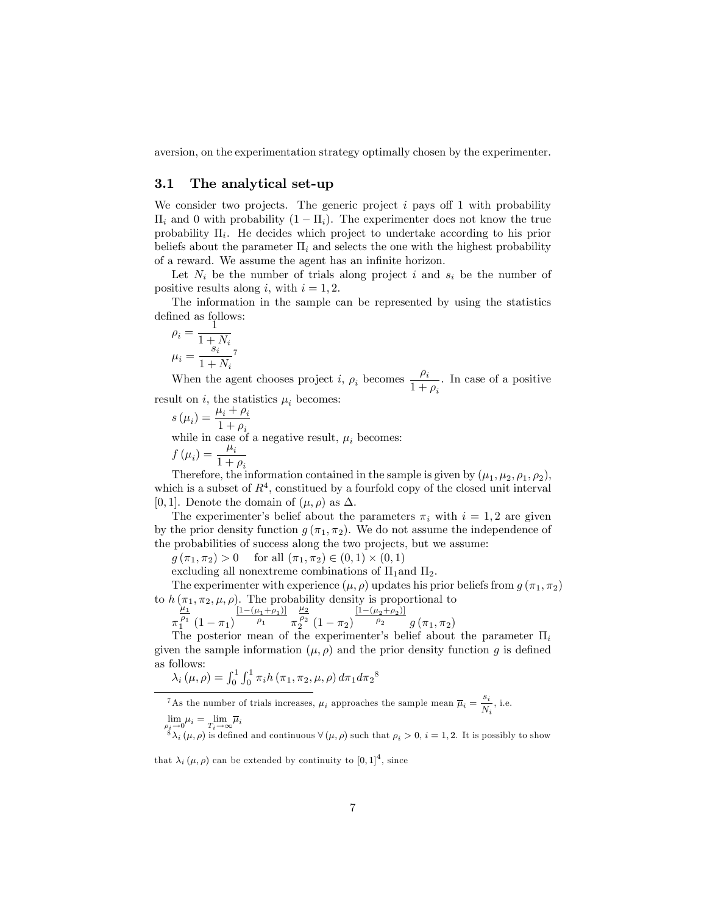aversion, on the experimentation strategy optimally chosen by the experimenter.

## 3.1 The analytical set-up

We consider two projects. The generic project $i$ pays off 1 with probability $\Pi_i$ and 0 with probability $(1 - \Pi_i)$. The experimenter does not know the true probability $\Pi_i$. He decides which project to undertake according to his prior beliefs about the parameter $\Pi_i$ and selects the one with the highest probability of a reward. We assume the agent has an infinite horizon.

Let $N_i$ be the number of trials along project $i$ and $s_i$ be the number of positive results along $i$, with $i = 1, 2$.

The information in the sample can be represented by using the statistics defined as follows:

$\rho_i = \dfrac{1}{1 + N_i}$

$\mu_i = \dfrac{s_i}{1 + N_i}$[7]

When the agent chooses project $i$, $\rho_i$ becomes $\dfrac{\rho_i}{1 + \rho_i}$. In case of a positive result on $i$, the statistics $\mu_i$ becomes:

$s(\mu_i) = \dfrac{\mu_i + \rho_i}{1 + \rho_i}$

while in case of a negative result, $\mu_i$ becomes:

$f(\mu_i) = \dfrac{\mu_i}{1 + \rho_i}$

Therefore, the information contained in the sample is given by $(\mu_1, \mu_2, \rho_1, \rho_2)$, which is a subset of $R^4$, constitued by a fourfold copy of the closed unit interval $[0, 1]$. Denote the domain of $(\mu, \rho)$ as $\Delta$.

The experimenter's belief about the parameters $\pi_i$ with $i = 1, 2$ are given by the prior density function $g(\pi_1, \pi_2)$. We do not assume the independence of the probabilities of success along the two projects, but we assume:

$g(\pi_1, \pi_2) > 0 \quad$ for all $(\pi_1, \pi_2) \in (0, 1) \times (0, 1)$

excluding all nonextreme combinations of $\Pi_1$and $\Pi_2$.

The experimenter with experience $(\mu, \rho)$ updates his prior beliefs from $g(\pi_1, \pi_2)$ to $h(\pi_1, \pi_2, \mu, \rho)$. The probability density is proportional to

$\pi_1^{\frac{\mu_1}{\rho_1}} (1 - \pi_1)^{\frac{[1-(\mu_1+\rho_1)]}{\rho_1}} \pi_2^{\frac{\mu_2}{\rho_2}} (1 - \pi_2)^{\frac{[1-(\mu_2+\rho_2)]}{\rho_2}} g(\pi_1, \pi_2)$

The posterior mean of the experimenter's belief about the parameter $\Pi_i$ given the sample information $(\mu, \rho)$ and the prior density function $g$ is defined as follows:

$\lambda_i(\mu, \rho) = \int_0^1 \int_0^1 \pi_i h(\pi_1, \pi_2, \mu, \rho)\, d\pi_1 d\pi_2$[8]

---

[7] As the number of trials increases, $\mu_i$ approaches the sample mean $\overline{\mu}_i = \dfrac{s_i}{N_i}$, i.e. $\lim_{\rho_i \to 0} \mu_i = \lim_{T_i \to \infty} \overline{\mu}_i$

[8] $\lambda_i(\mu, \rho)$ is defined and continuous $\forall (\mu, \rho)$ such that $\rho_i > 0$, $i = 1, 2$. It is possibly to show that $\lambda_i(\mu, \rho)$ can be extended by continuity to $[0, 1]^4$, since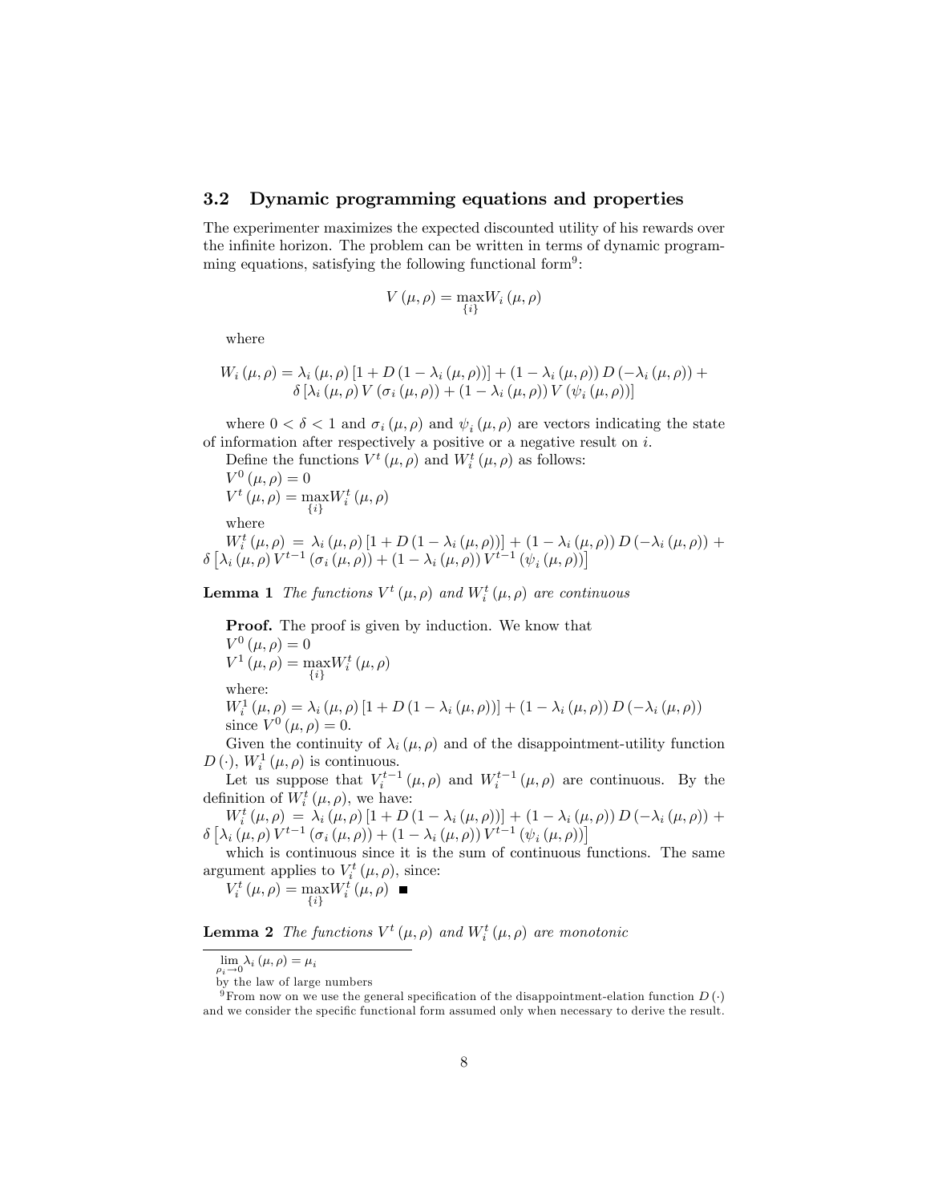### 3.2 Dynamic programming equations and properties

The experimenter maximizes the expected discounted utility of his rewards over the infinite horizon. The problem can be written in terms of dynamic programming equations, satisfying the following functional form[9]:

$$V(\mu,\rho) = \max_{\{i\}} W_i(\mu,\rho)$$

where

$$W_i(\mu,\rho) = \lambda_i(\mu,\rho)\left[1 + D\left(1-\lambda_i(\mu,\rho)\right)\right] + \left(1-\lambda_i(\mu,\rho)\right) D\left(-\lambda_i(\mu,\rho)\right) + \delta\left[\lambda_i(\mu,\rho)\, V\left(\sigma_i(\mu,\rho)\right) + \left(1-\lambda_i(\mu,\rho)\right) V\left(\psi_i(\mu,\rho)\right)\right]$$

where $0 < \delta < 1$ and $\sigma_i(\mu,\rho)$ and $\psi_i(\mu,\rho)$ are vectors indicating the state of information after respectively a positive or a negative result on $i$.

Define the functions $V^t(\mu,\rho)$ and $W_i^t(\mu,\rho)$ as follows:

$V^0(\mu,\rho) = 0$

$V^t(\mu,\rho) = \max_{\{i\}} W_i^t(\mu,\rho)$

where

$W_i^t(\mu,\rho) = \lambda_i(\mu,\rho)\left[1 + D\left(1-\lambda_i(\mu,\rho)\right)\right] + \left(1-\lambda_i(\mu,\rho)\right) D\left(-\lambda_i(\mu,\rho)\right) + \delta\left[\lambda_i(\mu,\rho)\, V^{t-1}\left(\sigma_i(\mu,\rho)\right) + \left(1-\lambda_i(\mu,\rho)\right) V^{t-1}\left(\psi_i(\mu,\rho)\right)\right]$

**Lemma 1** *The functions $V^t(\mu,\rho)$ and $W_i^t(\mu,\rho)$ are continuous*

**Proof.** The proof is given by induction. We know that

$V^0(\mu,\rho) = 0$

$V^1(\mu,\rho) = \max_{\{i\}} W_i^t(\mu,\rho)$

where:

$W_i^1(\mu,\rho) = \lambda_i(\mu,\rho)\left[1 + D\left(1-\lambda_i(\mu,\rho)\right)\right] + \left(1-\lambda_i(\mu,\rho)\right) D\left(-\lambda_i(\mu,\rho)\right)$

since $V^0(\mu,\rho) = 0$.

Given the continuity of $\lambda_i(\mu,\rho)$ and of the disappointment-utility function $D(\cdot)$, $W_i^1(\mu,\rho)$ is continuous.

Let us suppose that $V_i^{t-1}(\mu,\rho)$ and $W_i^{t-1}(\mu,\rho)$ are continuous. By the definition of $W_i^t(\mu,\rho)$, we have:

$W_i^t(\mu,\rho) = \lambda_i(\mu,\rho)\left[1 + D\left(1-\lambda_i(\mu,\rho)\right)\right] + \left(1-\lambda_i(\mu,\rho)\right) D\left(-\lambda_i(\mu,\rho)\right) + \delta\left[\lambda_i(\mu,\rho)\, V^{t-1}\left(\sigma_i(\mu,\rho)\right) + \left(1-\lambda_i(\mu,\rho)\right) V^{t-1}\left(\psi_i(\mu,\rho)\right)\right]$

which is continuous since it is the sum of continuous functions. The same argument applies to $V_i^t(\mu,\rho)$, since:

$V_i^t(\mu,\rho) = \max_{\{i\}} W_i^t(\mu,\rho)$ ■

**Lemma 2** *The functions $V^t(\mu,\rho)$ and $W_i^t(\mu,\rho)$ are monotonic*

---

$\lim_{\rho_i \to 0} \lambda_i(\mu,\rho) = \mu_i$

by the law of large numbers

[9] From now on we use the general specification of the disappointment-elation function $D(\cdot)$ and we consider the specific functional form assumed only when necessary to derive the result.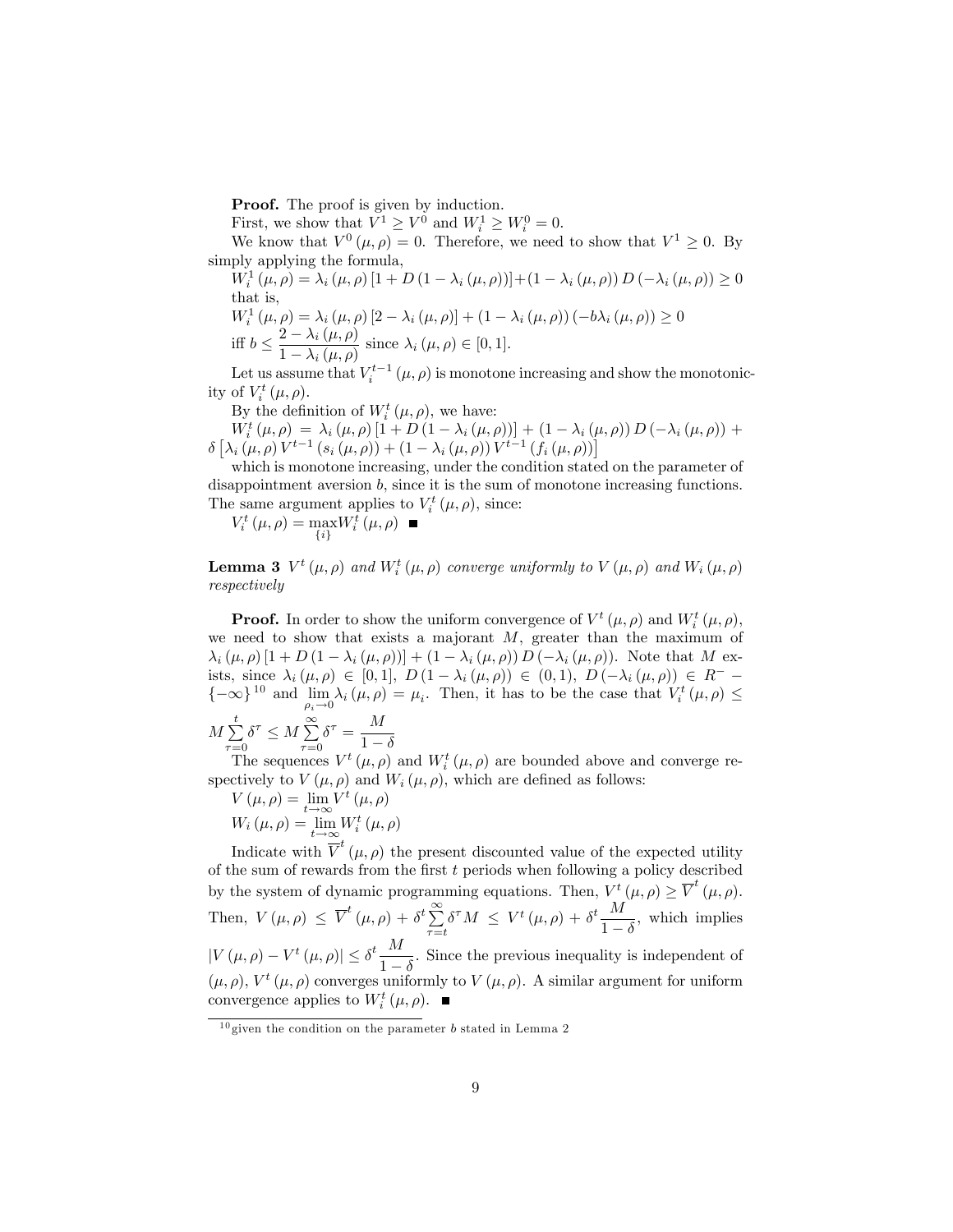**Proof.** The proof is given by induction.

First, we show that $V^1 \geq V^0$ and $W_i^1 \geq W_i^0 = 0$.

We know that $V^0(\mu,\rho) = 0$. Therefore, we need to show that $V^1 \geq 0$. By simply applying the formula,

$W_i^1(\mu,\rho) = \lambda_i(\mu,\rho)\left[1 + D(1-\lambda_i(\mu,\rho))\right] + (1-\lambda_i(\mu,\rho))\,D(-\lambda_i(\mu,\rho)) \geq 0$

that is,

$W_i^1(\mu,\rho) = \lambda_i(\mu,\rho)\left[2-\lambda_i(\mu,\rho)\right] + (1-\lambda_i(\mu,\rho))(-b\lambda_i(\mu,\rho)) \geq 0$

iff $b \leq \dfrac{2-\lambda_i(\mu,\rho)}{1-\lambda_i(\mu,\rho)}$ since $\lambda_i(\mu,\rho) \in [0,1]$.

Let us assume that $V_i^{t-1}(\mu,\rho)$ is monotone increasing and show the monotonicity of $V_i^t(\mu,\rho)$.

By the definition of $W_i^t(\mu,\rho)$, we have:

$W_i^t(\mu,\rho) = \lambda_i(\mu,\rho)\left[1 + D(1-\lambda_i(\mu,\rho))\right] + (1-\lambda_i(\mu,\rho))\,D(-\lambda_i(\mu,\rho)) + \delta\left[\lambda_i(\mu,\rho)\,V^{t-1}(s_i(\mu,\rho)) + (1-\lambda_i(\mu,\rho))\,V^{t-1}(f_i(\mu,\rho))\right]$

which is monotone increasing, under the condition stated on the parameter of disappointment aversion $b$, since it is the sum of monotone increasing functions. The same argument applies to $V_i^t(\mu,\rho)$, since:

$V_i^t(\mu,\rho) = \max\limits_{\{i\}} W_i^t(\mu,\rho)$ ■

**Lemma 3** *$V^t(\mu,\rho)$ and $W_i^t(\mu,\rho)$ converge uniformly to $V(\mu,\rho)$ and $W_i(\mu,\rho)$ respectively*

**Proof.** In order to show the uniform convergence of $V^t(\mu,\rho)$ and $W_i^t(\mu,\rho)$, we need to show that exists a majorant $M$, greater than the maximum of $\lambda_i(\mu,\rho)\left[1 + D(1-\lambda_i(\mu,\rho))\right] + (1-\lambda_i(\mu,\rho))\,D(-\lambda_i(\mu,\rho))$. Note that $M$ exists, since $\lambda_i(\mu,\rho) \in [0,1]$, $D(1-\lambda_i(\mu,\rho)) \in (0,1)$, $D(-\lambda_i(\mu,\rho)) \in R^- - \{-\infty\}$[10] and $\lim\limits_{\rho_i \to 0} \lambda_i(\mu,\rho) = \mu_i$. Then, it has to be the case that $V_i^t(\mu,\rho) \leq M\sum\limits_{\tau=0}^{t}\delta^\tau \leq M\sum\limits_{\tau=0}^{\infty}\delta^\tau = \dfrac{M}{1-\delta}$

The sequences $V^t(\mu,\rho)$ and $W_i^t(\mu,\rho)$ are bounded above and converge respectively to $V(\mu,\rho)$ and $W_i(\mu,\rho)$, which are defined as follows:

$V(\mu,\rho) = \lim\limits_{t\to\infty} V^t(\mu,\rho)$

$W_i(\mu,\rho) = \lim\limits_{t\to\infty} W_i^t(\mu,\rho)$

Indicate with $\overline{V}^t(\mu,\rho)$ the present discounted value of the expected utility of the sum of rewards from the first $t$ periods when following a policy described by the system of dynamic programming equations. Then, $V^t(\mu,\rho) \geq \overline{V}^t(\mu,\rho)$. Then, $V(\mu,\rho) \leq \overline{V}^t(\mu,\rho) + \delta^t\sum\limits_{\tau=t}^{\infty}\delta^\tau M \leq V^t(\mu,\rho) + \delta^t\dfrac{M}{1-\delta}$, which implies $\left|V(\mu,\rho) - V^t(\mu,\rho)\right| \leq \delta^t\dfrac{M}{1-\delta}$. Since the previous inequality is independent of $(\mu,\rho)$, $V^t(\mu,\rho)$ converges uniformly to $V(\mu,\rho)$. A similar argument for uniform convergence applies to $W_i^t(\mu,\rho)$. ■

---

[10] given the condition on the parameter $b$ stated in Lemma 2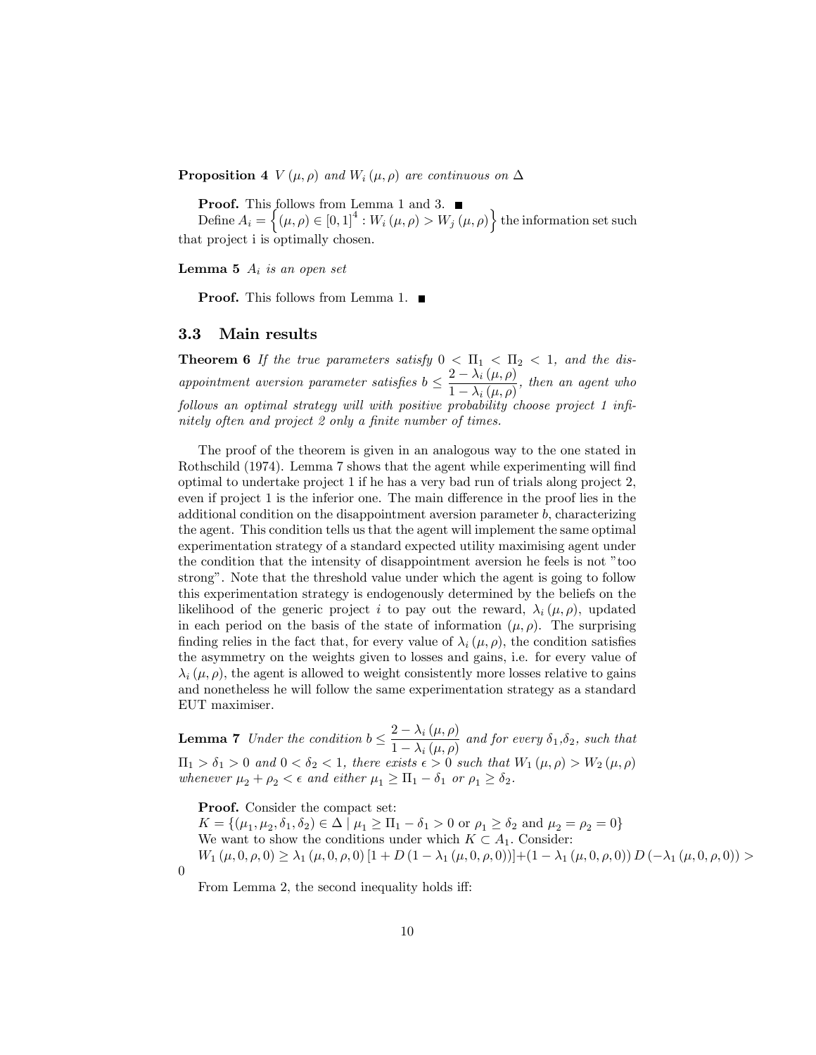**Proposition 4** *$V(\mu, \rho)$ and $W_i(\mu, \rho)$ are continuous on $\Delta$*

**Proof.** This follows from Lemma 1 and 3. ■

Define $A_i = \left\{(\mu, \rho) \in [0,1]^4 : W_i(\mu, \rho) > W_j(\mu, \rho)\right\}$ the information set such that project i is optimally chosen.

**Lemma 5** *$A_i$ is an open set*

**Proof.** This follows from Lemma 1. ■

### 3.3 Main results

**Theorem 6** *If the true parameters satisfy $0 < \Pi_1 < \Pi_2 < 1$, and the disappointment aversion parameter satisfies $b \leq \dfrac{2 - \lambda_i(\mu, \rho)}{1 - \lambda_i(\mu, \rho)}$, then an agent who follows an optimal strategy will with positive probability choose project 1 infinitely often and project 2 only a finite number of times.*

The proof of the theorem is given in an analogous way to the one stated in Rothschild (1974). Lemma 7 shows that the agent while experimenting will find optimal to undertake project 1 if he has a very bad run of trials along project 2, even if project 1 is the inferior one. The main difference in the proof lies in the additional condition on the disappointment aversion parameter $b$, characterizing the agent. This condition tells us that the agent will implement the same optimal experimentation strategy of a standard expected utility maximising agent under the condition that the intensity of disappointment aversion he feels is not "too strong". Note that the threshold value under which the agent is going to follow this experimentation strategy is endogenously determined by the beliefs on the likelihood of the generic project $i$ to pay out the reward, $\lambda_i(\mu, \rho)$, updated in each period on the basis of the state of information $(\mu, \rho)$. The surprising finding relies in the fact that, for every value of $\lambda_i(\mu, \rho)$, the condition satisfies the asymmetry on the weights given to losses and gains, i.e. for every value of $\lambda_i(\mu, \rho)$, the agent is allowed to weight consistently more losses relative to gains and nonetheless he will follow the same experimentation strategy as a standard EUT maximiser.

**Lemma 7** *Under the condition $b \leq \dfrac{2 - \lambda_i(\mu, \rho)}{1 - \lambda_i(\mu, \rho)}$ and for every $\delta_1$,$\delta_2$, such that $\Pi_1 > \delta_1 > 0$ and $0 < \delta_2 < 1$, there exists $\epsilon > 0$ such that $W_1(\mu, \rho) > W_2(\mu, \rho)$ whenever $\mu_2 + \rho_2 < \epsilon$ and either $\mu_1 \geq \Pi_1 - \delta_1$ or $\rho_1 \geq \delta_2$.*

**Proof.** Consider the compact set:

$K = \{(\mu_1, \mu_2, \delta_1, \delta_2) \in \Delta \mid \mu_1 \geq \Pi_1 - \delta_1 > 0 \text{ or } \rho_1 \geq \delta_2 \text{ and } \mu_2 = \rho_2 = 0\}$

We want to show the conditions under which $K \subset A_1$. Consider:

$W_1(\mu, 0, \rho, 0) \geq \lambda_1(\mu, 0, \rho, 0)\left[1 + D(1 - \lambda_1(\mu, 0, \rho, 0))\right] + (1 - \lambda_1(\mu, 0, \rho, 0))\, D(-\lambda_1(\mu, 0, \rho, 0)) > 0$

From Lemma 2, the second inequality holds iff: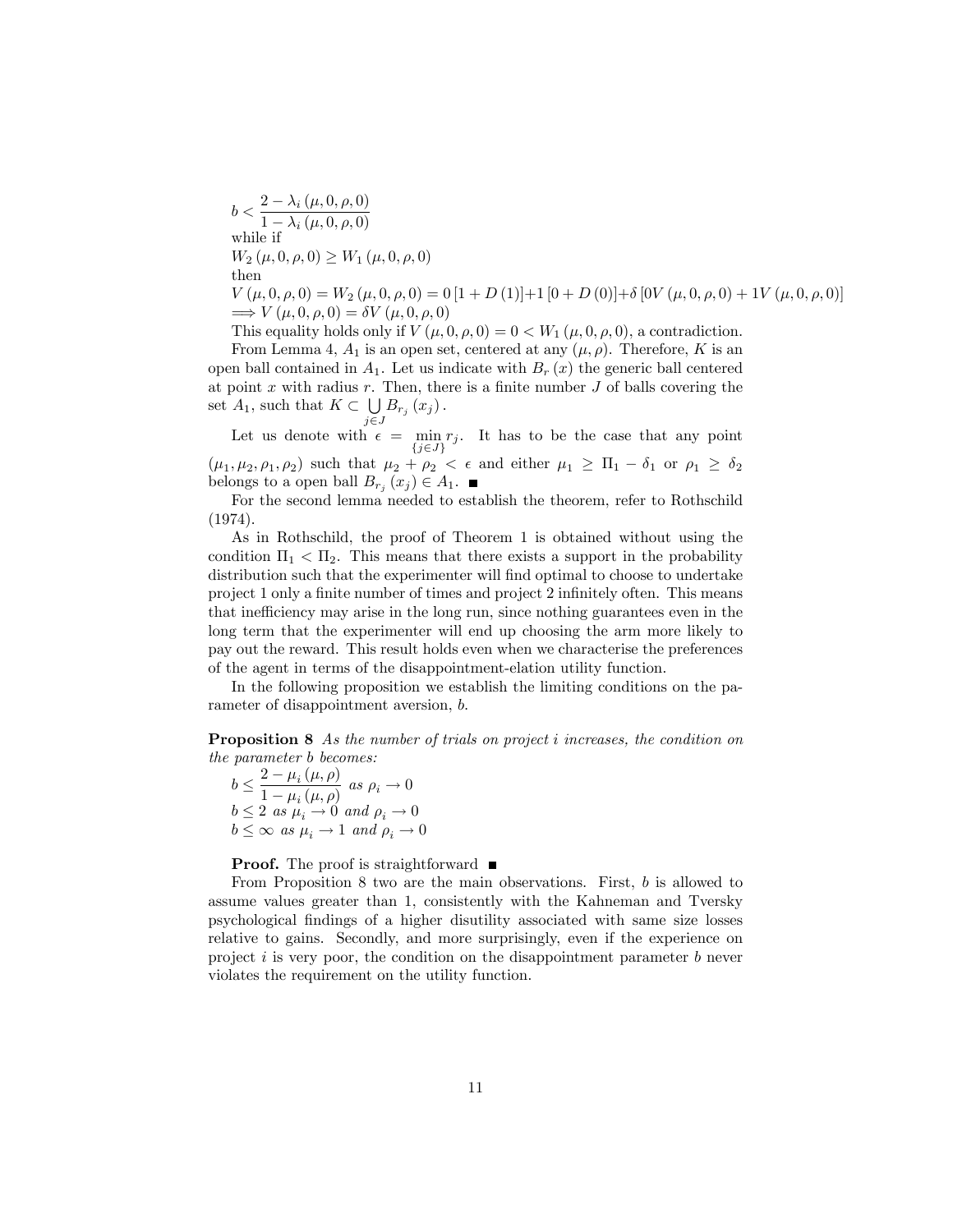$b < \dfrac{2 - \lambda_i (\mu, 0, \rho, 0)}{1 - \lambda_i (\mu, 0, \rho, 0)}$
while if
$W_2 (\mu, 0, \rho, 0) \geq W_1 (\mu, 0, \rho, 0)$
then
$V (\mu, 0, \rho, 0) = W_2 (\mu, 0, \rho, 0) = 0 [1 + D (1)]+1 [0 + D (0)]+\delta [0V (\mu, 0, \rho, 0) + 1V (\mu, 0, \rho, 0)]$
$\Longrightarrow V (\mu, 0, \rho, 0) = \delta V (\mu, 0, \rho, 0)$

This equality holds only if $V (\mu, 0, \rho, 0) = 0 < W_1 (\mu, 0, \rho, 0)$, a contradiction.

From Lemma 4, $A_1$ is an open set, centered at any $(\mu, \rho)$. Therefore, $K$ is an open ball contained in $A_1$. Let us indicate with $B_r (x)$ the generic ball centered at point $x$ with radius $r$. Then, there is a finite number $J$ of balls covering the set $A_1$, such that $K \subset \bigcup_{j \in J} B_{r_j} (x_j)$.

Let us denote with $\epsilon = \min_{\{j \in J\}} r_j$. It has to be the case that any point $(\mu_1, \mu_2, \rho_1, \rho_2)$ such that $\mu_2 + \rho_2 < \epsilon$ and either $\mu_1 \geq \Pi_1 - \delta_1$ or $\rho_1 \geq \delta_2$ belongs to a open ball $B_{r_j} (x_j) \in A_1$. ■

For the second lemma needed to establish the theorem, refer to Rothschild (1974).

As in Rothschild, the proof of Theorem 1 is obtained without using the condition $\Pi_1 < \Pi_2$. This means that there exists a support in the probability distribution such that the experimenter will find optimal to choose to undertake project 1 only a finite number of times and project 2 infinitely often. This means that inefficiency may arise in the long run, since nothing guarantees even in the long term that the experimenter will end up choosing the arm more likely to pay out the reward. This result holds even when we characterise the preferences of the agent in terms of the disappointment-elation utility function.

In the following proposition we establish the limiting conditions on the parameter of disappointment aversion, $b$.

**Proposition 8** *As the number of trials on project i increases, the condition on the parameter b becomes:*
$b \leq \dfrac{2 - \mu_i (\mu, \rho)}{1 - \mu_i (\mu, \rho)}$ *as* $\rho_i \to 0$
$b \leq 2$ *as* $\mu_i \to 0$ *and* $\rho_i \to 0$
$b \leq \infty$ *as* $\mu_i \to 1$ *and* $\rho_i \to 0$

**Proof.** The proof is straightforward ■

From Proposition 8 two are the main observations. First, $b$ is allowed to assume values greater than 1, consistently with the Kahneman and Tversky psychological findings of a higher disutility associated with same size losses relative to gains. Secondly, and more surprisingly, even if the experience on project $i$ is very poor, the condition on the disappointment parameter $b$ never violates the requirement on the utility function.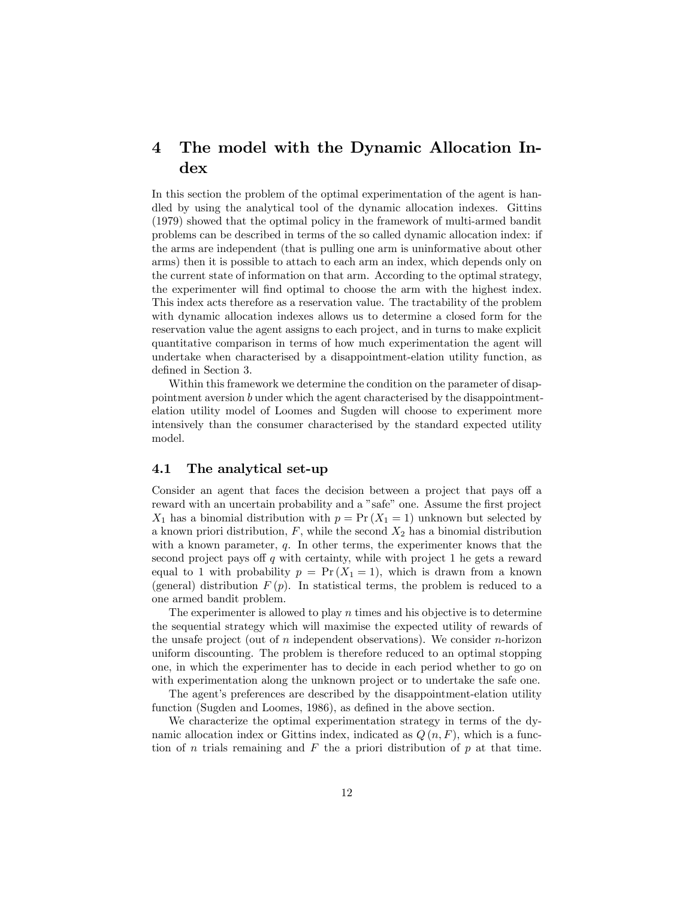# 4 The model with the Dynamic Allocation Index

In this section the problem of the optimal experimentation of the agent is handled by using the analytical tool of the dynamic allocation indexes. Gittins (1979) showed that the optimal policy in the framework of multi-armed bandit problems can be described in terms of the so called dynamic allocation index: if the arms are independent (that is pulling one arm is uninformative about other arms) then it is possible to attach to each arm an index, which depends only on the current state of information on that arm. According to the optimal strategy, the experimenter will find optimal to choose the arm with the highest index. This index acts therefore as a reservation value. The tractability of the problem with dynamic allocation indexes allows us to determine a closed form for the reservation value the agent assigns to each project, and in turns to make explicit quantitative comparison in terms of how much experimentation the agent will undertake when characterised by a disappointment-elation utility function, as defined in Section 3.

Within this framework we determine the condition on the parameter of disappointment aversion $b$ under which the agent characterised by the disappointment-elation utility model of Loomes and Sugden will choose to experiment more intensively than the consumer characterised by the standard expected utility model.

## 4.1 The analytical set-up

Consider an agent that faces the decision between a project that pays off a reward with an uncertain probability and a "safe" one. Assume the first project $X_1$ has a binomial distribution with $p = \Pr(X_1 = 1)$ unknown but selected by a known priori distribution, $F$, while the second $X_2$ has a binomial distribution with a known parameter, $q$. In other terms, the experimenter knows that the second project pays off $q$ with certainty, while with project 1 he gets a reward equal to 1 with probability $p = \Pr(X_1 = 1)$, which is drawn from a known (general) distribution $F(p)$. In statistical terms, the problem is reduced to a one armed bandit problem.

The experimenter is allowed to play $n$ times and his objective is to determine the sequential strategy which will maximise the expected utility of rewards of the unsafe project (out of $n$ independent observations). We consider $n$-horizon uniform discounting. The problem is therefore reduced to an optimal stopping one, in which the experimenter has to decide in each period whether to go on with experimentation along the unknown project or to undertake the safe one.

The agent's preferences are described by the disappointment-elation utility function (Sugden and Loomes, 1986), as defined in the above section.

We characterize the optimal experimentation strategy in terms of the dynamic allocation index or Gittins index, indicated as $Q(n, F)$, which is a function of $n$ trials remaining and $F$ the a priori distribution of $p$ at that time.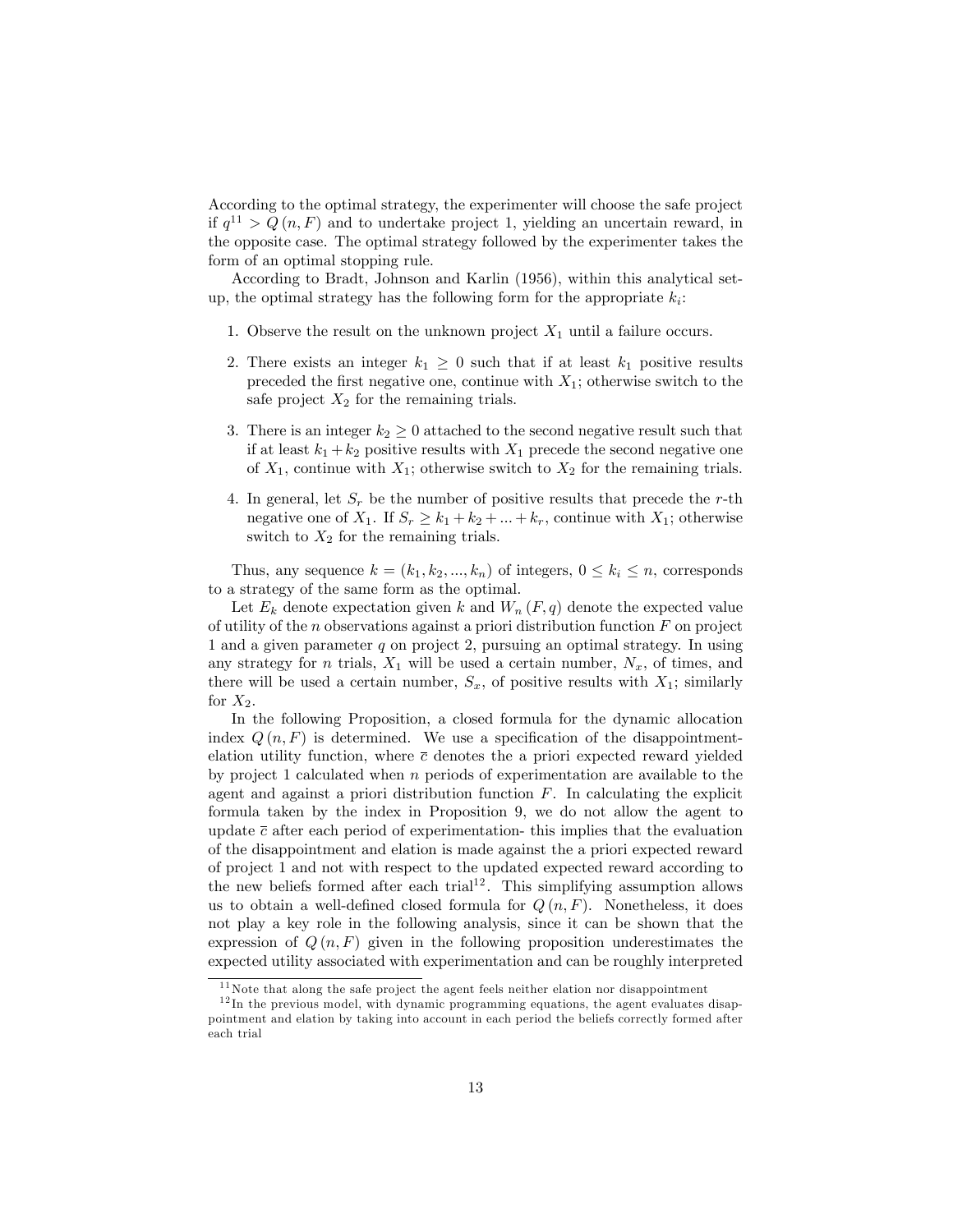According to the optimal strategy, the experimenter will choose the safe project if $q$[11] $> Q(n, F)$ and to undertake project 1, yielding an uncertain reward, in the opposite case. The optimal strategy followed by the experimenter takes the form of an optimal stopping rule.

According to Bradt, Johnson and Karlin (1956), within this analytical setup, the optimal strategy has the following form for the appropriate $k_i$:

1. Observe the result on the unknown project $X_1$ until a failure occurs.
2. There exists an integer $k_1 \geq 0$ such that if at least $k_1$ positive results preceded the first negative one, continue with $X_1$; otherwise switch to the safe project $X_2$ for the remaining trials.
3. There is an integer $k_2 \geq 0$ attached to the second negative result such that if at least $k_1 + k_2$ positive results with $X_1$ precede the second negative one of $X_1$, continue with $X_1$; otherwise switch to $X_2$ for the remaining trials.
4. In general, let $S_r$ be the number of positive results that precede the $r$-th negative one of $X_1$. If $S_r \geq k_1 + k_2 + ... + k_r$, continue with $X_1$; otherwise switch to $X_2$ for the remaining trials.

Thus, any sequence $k = (k_1, k_2, ..., k_n)$ of integers, $0 \leq k_i \leq n$, corresponds to a strategy of the same form as the optimal.

Let $E_k$ denote expectation given $k$ and $W_n(F, q)$ denote the expected value of utility of the $n$ observations against a priori distribution function $F$ on project 1 and a given parameter $q$ on project 2, pursuing an optimal strategy. In using any strategy for $n$ trials, $X_1$ will be used a certain number, $N_x$, of times, and there will be used a certain number, $S_x$, of positive results with $X_1$; similarly for $X_2$.

In the following Proposition, a closed formula for the dynamic allocation index $Q(n, F)$ is determined. We use a specification of the disappointment-elation utility function, where $\bar{c}$ denotes the a priori expected reward yielded by project 1 calculated when $n$ periods of experimentation are available to the agent and against a priori distribution function $F$. In calculating the explicit formula taken by the index in Proposition 9, we do not allow the agent to update $\bar{c}$ after each period of experimentation- this implies that the evaluation of the disappointment and elation is made against the a priori expected reward of project 1 and not with respect to the updated expected reward according to the new beliefs formed after each trial[12]. This simplifying assumption allows us to obtain a well-defined closed formula for $Q(n, F)$. Nonetheless, it does not play a key role in the following analysis, since it can be shown that the expression of $Q(n, F)$ given in the following proposition underestimates the expected utility associated with experimentation and can be roughly interpreted

---

[11] Note that along the safe project the agent feels neither elation nor disappointment

[12] In the previous model, with dynamic programming equations, the agent evaluates disappointment and elation by taking into account in each period the beliefs correctly formed after each trial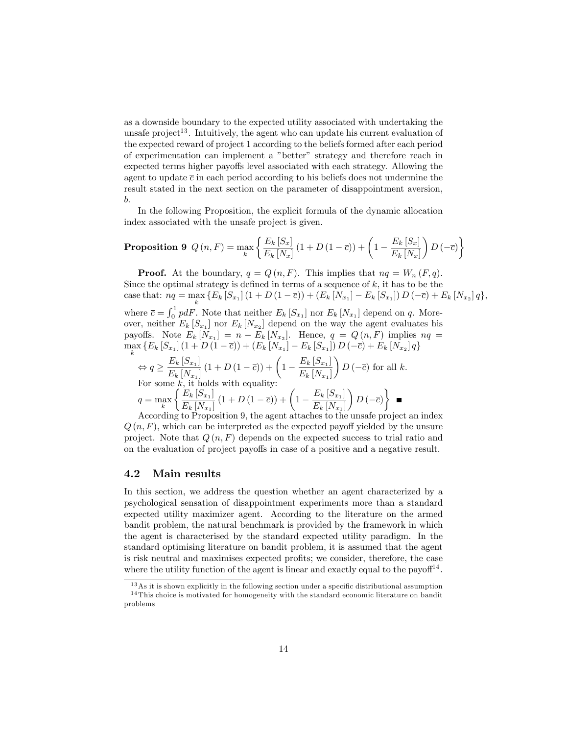as a downside boundary to the expected utility associated with undertaking the unsafe project[13]. Intuitively, the agent who can update his current evaluation of the expected reward of project 1 according to the beliefs formed after each period of experimentation can implement a "better" strategy and therefore reach in expected terms higher payoffs level associated with each strategy. Allowing the agent to update $\overline{c}$ in each period according to his beliefs does not undermine the result stated in the next section on the parameter of disappointment aversion, $b$.

In the following Proposition, the explicit formula of the dynamic allocation index associated with the unsafe project is given.

**Proposition 9** $Q(n,F) = \max_k \left\{ \frac{E_k[S_x]}{E_k[N_x]} (1 + D(1-\overline{c})) + \left(1 - \frac{E_k[S_x]}{E_k[N_x]}\right) D(-\overline{c}) \right\}$

**Proof.** At the boundary, $q = Q(n,F)$. This implies that $nq = W_n(F,q)$. Since the optimal strategy is defined in terms of a sequence of $k$, it has to be the case that: $nq = \max_k \{E_k[S_{x_1}](1 + D(1-\overline{c})) + (E_k[N_{x_1}] - E_k[S_{x_1}]) D(-\overline{c}) + E_k[N_{x_2}] q\}$, where $\overline{c} = \int_0^1 p dF$. Note that neither $E_k[S_{x_1}]$ nor $E_k[N_{x_1}]$ depend on $q$. Moreover, neither $E_k[S_{x_1}]$ nor $E_k[N_{x_2}]$ depend on the way the agent evaluates his payoffs. Note $E_k[N_{x_1}] = n - E_k[N_{x_2}]$. Hence, $q = Q(n,F)$ implies $nq = \max_k \{E_k[S_{x_1}](1 + D(1-\overline{c})) + (E_k[N_{x_1}] - E_k[S_{x_1}]) D(-\overline{c}) + E_k[N_{x_2}] q\}$

$\Leftrightarrow q \geq \frac{E_k[S_{x_1}]}{E_k[N_{x_1}]}(1 + D(1-\overline{c})) + \left(1 - \frac{E_k[S_{x_1}]}{E_k[N_{x_1}]}\right) D(-\overline{c})$ for all $k$.

For some $k$, it holds with equality:

$q = \max_k \left\{ \frac{E_k[S_{x_1}]}{E_k[N_{x_1}]}(1 + D(1-\overline{c})) + \left(1 - \frac{E_k[S_{x_1}]}{E_k[N_{x_1}]}\right) D(-\overline{c}) \right\}$ ∎

According to Proposition 9, the agent attaches to the unsafe project an index $Q(n,F)$, which can be interpreted as the expected payoff yielded by the unsure project. Note that $Q(n,F)$ depends on the expected success to trial ratio and on the evaluation of project payoffs in case of a positive and a negative result.

## 4.2 Main results

In this section, we address the question whether an agent characterized by a psychological sensation of disappointment experiments more than a standard expected utility maximizer agent. According to the literature on the armed bandit problem, the natural benchmark is provided by the framework in which the agent is characterised by the standard expected utility paradigm. In the standard optimising literature on bandit problem, it is assumed that the agent is risk neutral and maximises expected profits; we consider, therefore, the case where the utility function of the agent is linear and exactly equal to the payoff[14].

[13] As it is shown explicitly in the following section under a specific distributional assumption

[14] This choice is motivated for homogeneity with the standard economic literature on bandit problems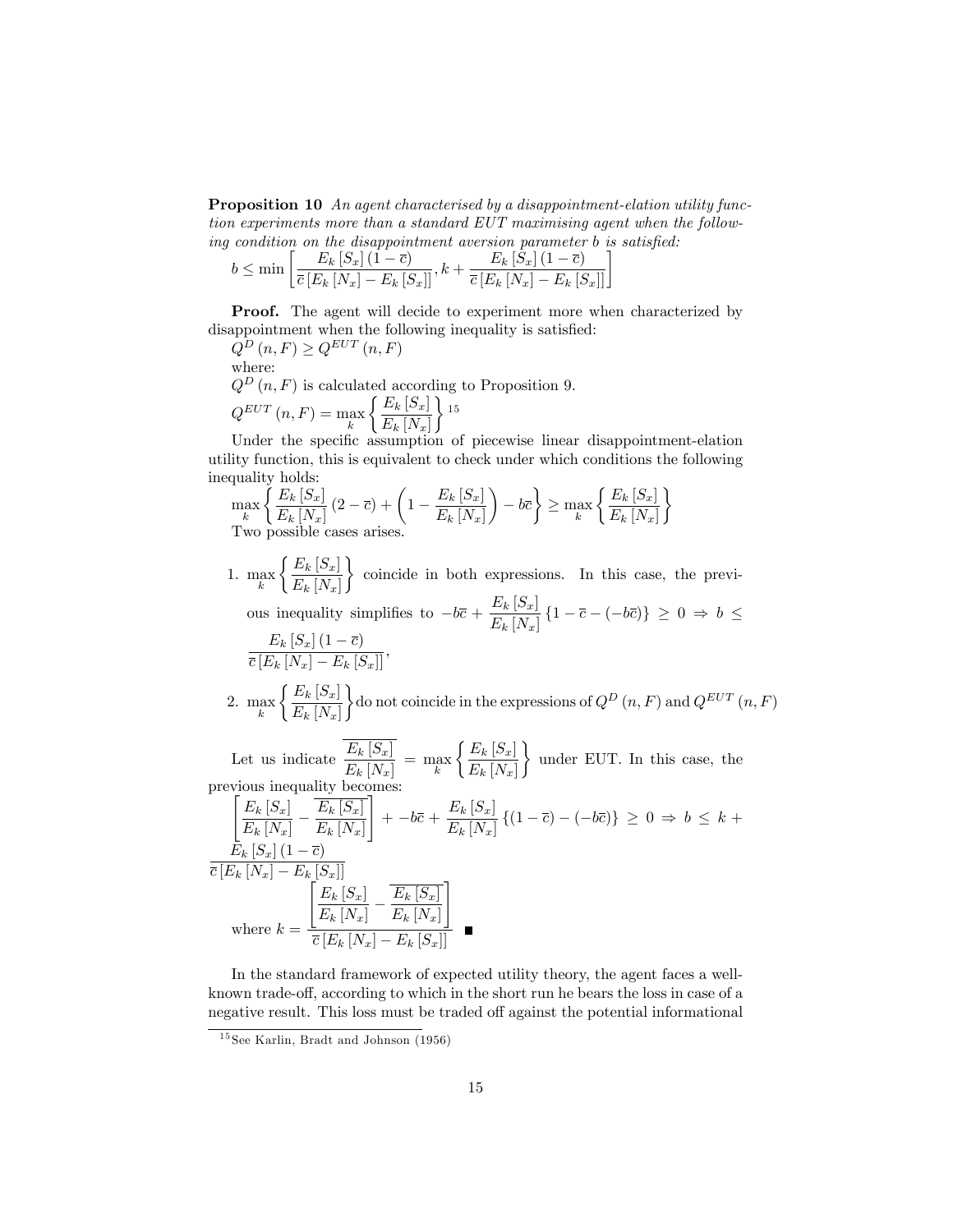**Proposition 10** *An agent characterised by a disappointment-elation utility function experiments more than a standard EUT maximising agent when the following condition on the disappointment aversion parameter b is satisfied:*

$$b \leq \min\left[\frac{E_k[S_x](1-\overline{c})}{\overline{c}\,[E_k[N_x]-E_k[S_x]]}, k + \frac{E_k[S_x](1-\overline{c})}{\overline{c}\,[E_k[N_x]-E_k[S_x]]}\right]$$

**Proof.** The agent will decide to experiment more when characterized by disappointment when the following inequality is satisfied:

$Q^D(n,F) \geq Q^{EUT}(n,F)$

where:

$Q^D(n,F)$ is calculated according to Proposition 9.

$Q^{EUT}(n,F) = \max\limits_k \left\{\dfrac{E_k[S_x]}{E_k[N_x]}\right\}$ [15]

Under the specific assumption of piecewise linear disappointment-elation utility function, this is equivalent to check under which conditions the following inequality holds:

$$\max_k \left\{\frac{E_k[S_x]}{E_k[N_x]}(2-\overline{c}) + \left(1-\frac{E_k[S_x]}{E_k[N_x]}\right) - b\overline{c}\right\} \geq \max_k \left\{\frac{E_k[S_x]}{E_k[N_x]}\right\}$$

Two possible cases arises.

1. $\max\limits_k \left\{\dfrac{E_k[S_x]}{E_k[N_x]}\right\}$ coincide in both expressions. In this case, the previous inequality simplifies to $-b\overline{c} + \dfrac{E_k[S_x]}{E_k[N_x]}\{1-\overline{c}-(-b\overline{c})\} \geq 0 \Rightarrow b \leq \dfrac{E_k[S_x](1-\overline{c})}{\overline{c}\,[E_k[N_x]-E_k[S_x]]}$,

2. $\max\limits_k \left\{\dfrac{E_k[S_x]}{E_k[N_x]}\right\}$ do not coincide in the expressions of $Q^D(n,F)$ and $Q^{EUT}(n,F)$

Let us indicate $\overline{\dfrac{E_k[S_x]}{E_k[N_x]}} = \max\limits_k \left\{\dfrac{E_k[S_x]}{E_k[N_x]}\right\}$ under EUT. In this case, the previous inequality becomes:

$$\left[\frac{E_k[S_x]}{E_k[N_x]} - \overline{\frac{E_k[S_x]}{E_k[N_x]}}\right] + -b\overline{c} + \frac{E_k[S_x]}{E_k[N_x]}\{(1-\overline{c})-(-b\overline{c})\} \geq 0 \Rightarrow b \leq k + \frac{E_k[S_x](1-\overline{c})}{\overline{c}\,[E_k[N_x]-E_k[S_x]]}$$

where $k = \dfrac{\left[\dfrac{E_k[S_x]}{E_k[N_x]} - \overline{\dfrac{E_k[S_x]}{E_k[N_x]}}\right]}{\overline{c}\,[E_k[N_x]-E_k[S_x]]}$ ■

In the standard framework of expected utility theory, the agent faces a well-known trade-off, according to which in the short run he bears the loss in case of a negative result. This loss must be traded off against the potential informational

[15] See Karlin, Bradt and Johnson (1956)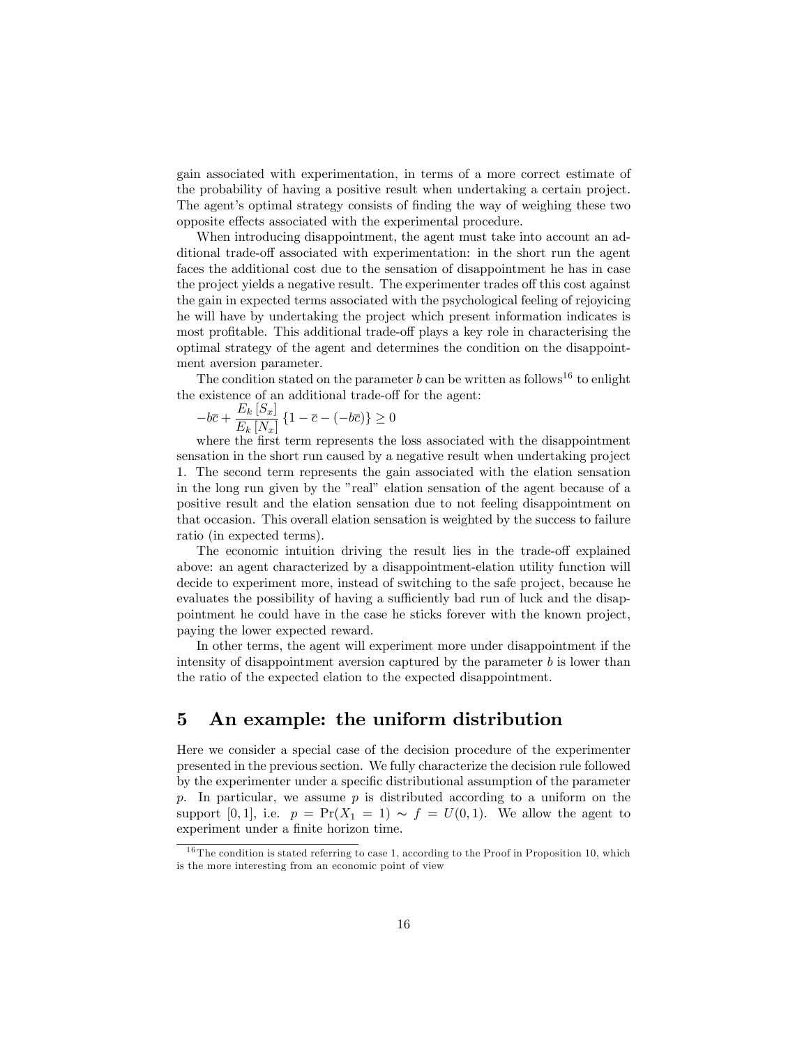gain associated with experimentation, in terms of a more correct estimate of the probability of having a positive result when undertaking a certain project. The agent's optimal strategy consists of finding the way of weighing these two opposite effects associated with the experimental procedure.

When introducing disappointment, the agent must take into account an additional trade-off associated with experimentation: in the short run the agent faces the additional cost due to the sensation of disappointment he has in case the project yields a negative result. The experimenter trades off this cost against the gain in expected terms associated with the psychological feeling of rejoycing he will have by undertaking the project which present information indicates is most profitable. This additional trade-off plays a key role in characterising the optimal strategy of the agent and determines the condition on the disappointment aversion parameter.

The condition stated on the parameter $b$ can be written as follows[16] to enlight the existence of an additional trade-off for the agent:

$$-b\overline{c} + \frac{E_k\left[S_x\right]}{E_k\left[N_x\right]}\left\{1 - \overline{c} - (-b\overline{c})\right\} \geq 0$$

where the first term represents the loss associated with the disappointment sensation in the short run caused by a negative result when undertaking project 1. The second term represents the gain associated with the elation sensation in the long run given by the "real" elation sensation of the agent because of a positive result and the elation sensation due to not feeling disappointment on that occasion. This overall elation sensation is weighted by the success to failure ratio (in expected terms).

The economic intuition driving the result lies in the trade-off explained above: an agent characterized by a disappointment-elation utility function will decide to experiment more, instead of switching to the safe project, because he evaluates the possibility of having a sufficiently bad run of luck and the disappointment he could have in the case he sticks forever with the known project, paying the lower expected reward.

In other terms, the agent will experiment more under disappointment if the intensity of disappointment aversion captured by the parameter $b$ is lower than the ratio of the expected elation to the expected disappointment.

## 5 An example: the uniform distribution

Here we consider a special case of the decision procedure of the experimenter presented in the previous section. We fully characterize the decision rule followed by the experimenter under a specific distributional assumption of the parameter $p$. In particular, we assume $p$ is distributed according to a uniform on the support $[0, 1]$, i.e. $p = \Pr(X_1 = 1) \sim f = U(0, 1)$. We allow the agent to experiment under a finite horizon time.

[16] The condition is stated referring to case 1, according to the Proof in Proposition 10, which is the more interesting from an economic point of view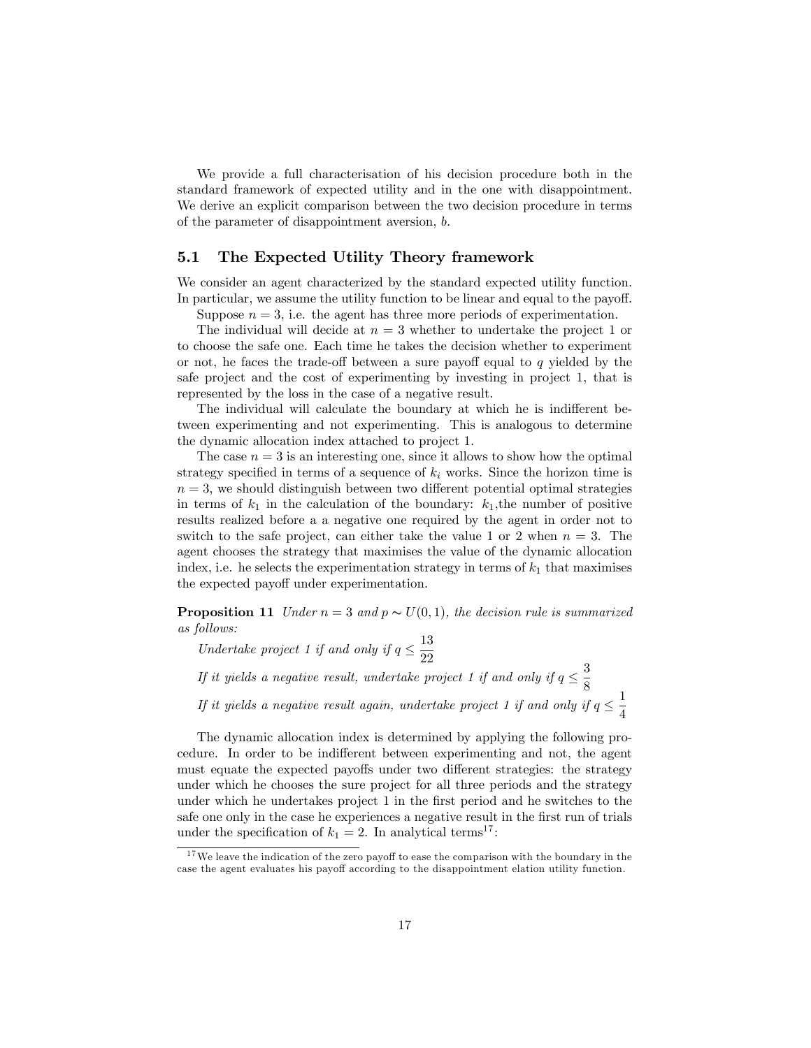We provide a full characterisation of his decision procedure both in the standard framework of expected utility and in the one with disappointment. We derive an explicit comparison between the two decision procedure in terms of the parameter of disappointment aversion, $b$.

### 5.1 The Expected Utility Theory framework

We consider an agent characterized by the standard expected utility function. In particular, we assume the utility function to be linear and equal to the payoff.

Suppose $n = 3$, i.e. the agent has three more periods of experimentation.

The individual will decide at $n = 3$ whether to undertake the project 1 or to choose the safe one. Each time he takes the decision whether to experiment or not, he faces the trade-off between a sure payoff equal to $q$ yielded by the safe project and the cost of experimenting by investing in project 1, that is represented by the loss in the case of a negative result.

The individual will calculate the boundary at which he is indifferent between experimenting and not experimenting. This is analogous to determine the dynamic allocation index attached to project 1.

The case $n = 3$ is an interesting one, since it allows to show how the optimal strategy specified in terms of a sequence of $k_i$ works. Since the horizon time is $n = 3$, we should distinguish between two different potential optimal strategies in terms of $k_1$ in the calculation of the boundary: $k_1$,the number of positive results realized before a a negative one required by the agent in order not to switch to the safe project, can either take the value 1 or 2 when $n = 3$. The agent chooses the strategy that maximises the value of the dynamic allocation index, i.e. he selects the experimentation strategy in terms of $k_1$ that maximises the expected payoff under experimentation.

**Proposition 11** *Under $n = 3$ and $p \sim U(0, 1)$, the decision rule is summarized as follows:*

*Undertake project 1 if and only if* $q \leq \dfrac{13}{22}$

*If it yields a negative result, undertake project 1 if and only if* $q \leq \dfrac{3}{8}$

*If it yields a negative result again, undertake project 1 if and only if* $q \leq \dfrac{1}{4}$

The dynamic allocation index is determined by applying the following procedure. In order to be indifferent between experimenting and not, the agent must equate the expected payoffs under two different strategies: the strategy under which he chooses the sure project for all three periods and the strategy under which he undertakes project 1 in the first period and he switches to the safe one only in the case he experiences a negative result in the first run of trials under the specification of $k_1 = 2$. In analytical terms[17]:

[17] We leave the indication of the zero payoff to ease the comparison with the boundary in the case the agent evaluates his payoff according to the disappointment elation utility function.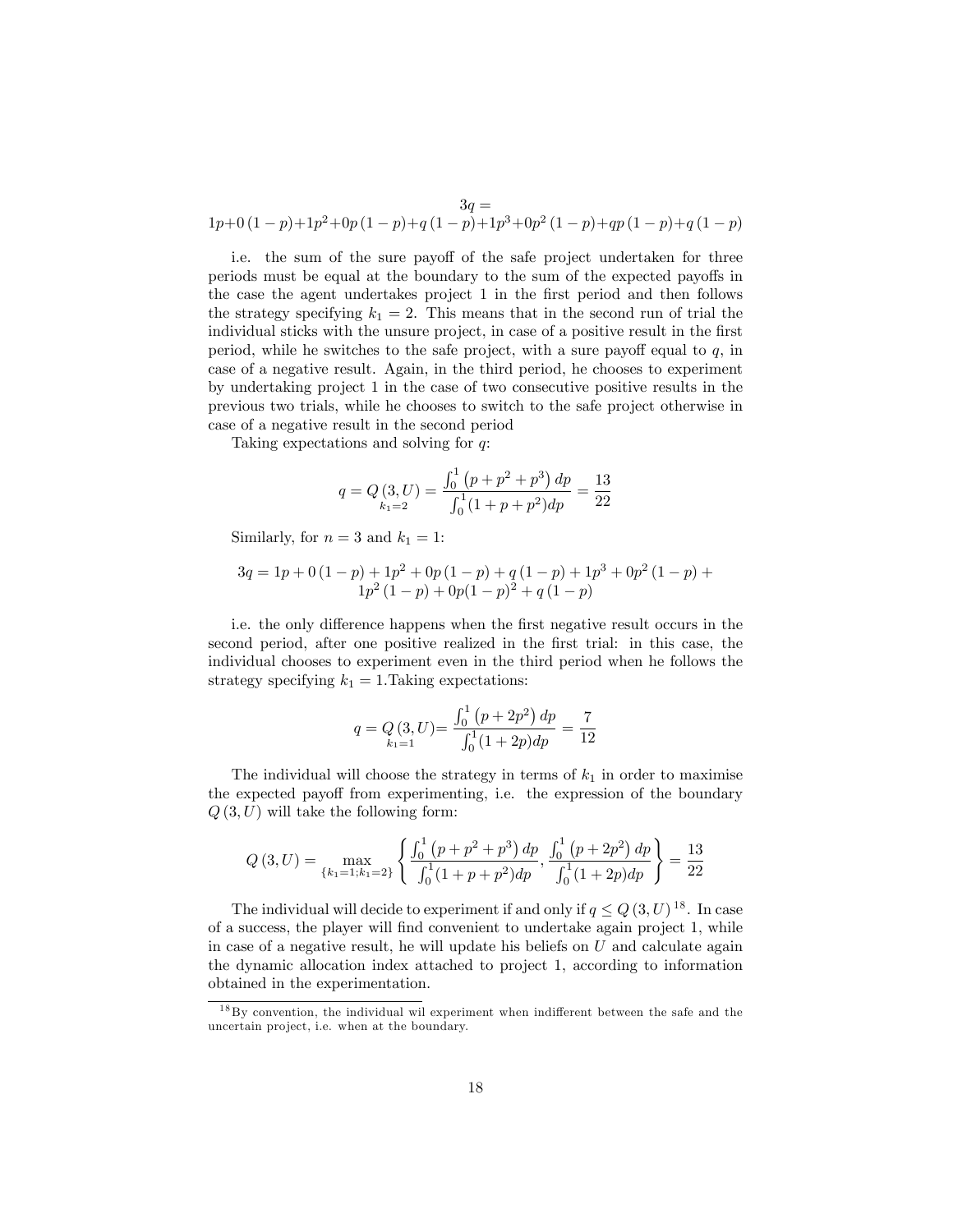$$3q = 1p + 0\,(1-p) + 1p^2 + 0p\,(1-p) + q\,(1-p) + 1p^3 + 0p^2\,(1-p) + qp\,(1-p) + q\,(1-p)$$

i.e. the sum of the sure payoff of the safe project undertaken for three periods must be equal at the boundary to the sum of the expected payoffs in the case the agent undertakes project 1 in the first period and then follows the strategy specifying $k_1 = 2$. This means that in the second run of trial the individual sticks with the unsure project, in case of a positive result in the first period, while he switches to the safe project, with a sure payoff equal to $q$, in case of a negative result. Again, in the third period, he chooses to experiment by undertaking project 1 in the case of two consecutive positive results in the previous two trials, while he chooses to switch to the safe project otherwise in case of a negative result in the second period

Taking expectations and solving for $q$:

$$q = \underset{k_1=2}{Q\,(3,U)} = \frac{\int_0^1 \left(p + p^2 + p^3\right) dp}{\int_0^1 (1 + p + p^2) dp} = \frac{13}{22}$$

Similarly, for $n = 3$ and $k_1 = 1$:

$$3q = 1p + 0\,(1-p) + 1p^2 + 0p\,(1-p) + q\,(1-p) + 1p^3 + 0p^2\,(1-p) + 1p^2\,(1-p) + 0p(1-p)^2 + q\,(1-p)$$

i.e. the only difference happens when the first negative result occurs in the second period, after one positive realized in the first trial: in this case, the individual chooses to experiment even in the third period when he follows the strategy specifying $k_1 = 1$.Taking expectations:

$$q = \underset{k_1=1}{Q\,(3,U)} = \frac{\int_0^1 \left(p + 2p^2\right) dp}{\int_0^1 (1 + 2p) dp} = \frac{7}{12}$$

The individual will choose the strategy in terms of $k_1$ in order to maximise the expected payoff from experimenting, i.e. the expression of the boundary $Q\,(3,U)$ will take the following form:

$$Q\,(3,U) = \max_{\{k_1=1;k_1=2\}} \left\{ \frac{\int_0^1 \left(p + p^2 + p^3\right) dp}{\int_0^1 (1 + p + p^2) dp}, \frac{\int_0^1 \left(p + 2p^2\right) dp}{\int_0^1 (1 + 2p) dp} \right\} = \frac{13}{22}$$

The individual will decide to experiment if and only if $q \leq Q\,(3,U)$ [18]. In case of a success, the player will find convenient to undertake again project 1, while in case of a negative result, he will update his beliefs on $U$ and calculate again the dynamic allocation index attached to project 1, according to information obtained in the experimentation.

[18] By convention, the individual wil experiment when indifferent between the safe and the uncertain project, i.e. when at the boundary.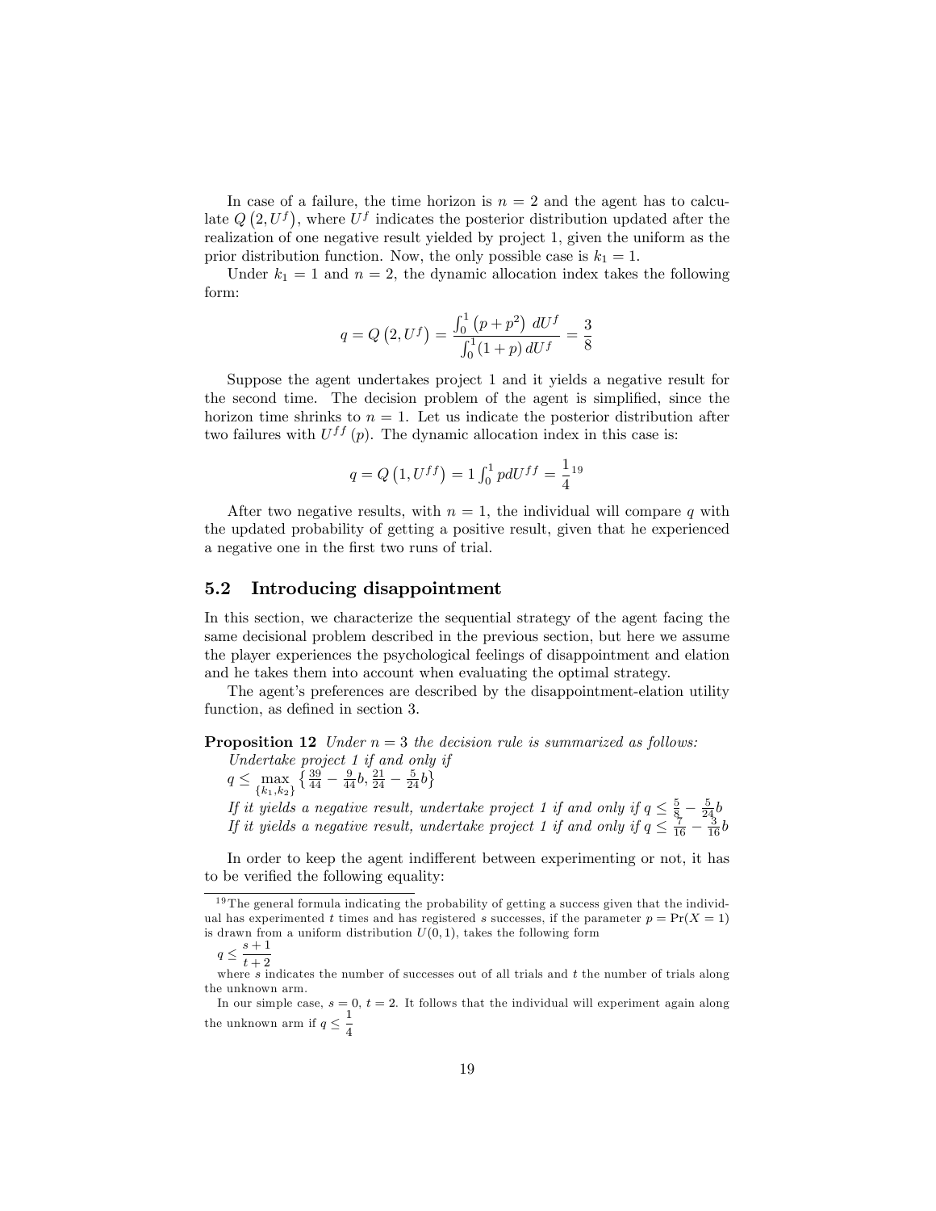In case of a failure, the time horizon is $n = 2$ and the agent has to calculate $Q\left(2, U^f\right)$, where $U^f$ indicates the posterior distribution updated after the realization of one negative result yielded by project 1, given the uniform as the prior distribution function. Now, the only possible case is $k_1 = 1$.

Under $k_1 = 1$ and $n = 2$, the dynamic allocation index takes the following form:

$$q = Q\left(2, U^f\right) = \frac{\int_0^1 \left(p + p^2\right)\, dU^f}{\int_0^1 (1+p)\, dU^f} = \frac{3}{8}$$

Suppose the agent undertakes project 1 and it yields a negative result for the second time. The decision problem of the agent is simplified, since the horizon time shrinks to $n = 1$. Let us indicate the posterior distribution after two failures with $U^{ff}(p)$. The dynamic allocation index in this case is:

$$q = Q\left(1, U^{ff}\right) = 1 \int_0^1 p dU^{ff} = \frac{1}{4}$$ [19]

After two negative results, with $n = 1$, the individual will compare $q$ with the updated probability of getting a positive result, given that he experienced a negative one in the first two runs of trial.

## 5.2 Introducing disappointment

In this section, we characterize the sequential strategy of the agent facing the same decisional problem described in the previous section, but here we assume the player experiences the psychological feelings of disappointment and elation and he takes them into account when evaluating the optimal strategy.

The agent's preferences are described by the disappointment-elation utility function, as defined in section 3.

**Proposition 12** *Under $n = 3$ the decision rule is summarized as follows:*
*Undertake project 1 if and only if*
$q \leq \max_{\{k_1,k_2\}} \left\{ \frac{39}{44} - \frac{9}{44}b, \frac{21}{24} - \frac{5}{24}b \right\}$
*If it yields a negative result, undertake project 1 if and only if $q \leq \frac{5}{8} - \frac{5}{24}b$*
*If it yields a negative result, undertake project 1 if and only if $q \leq \frac{7}{16} - \frac{3}{16}b$*

In order to keep the agent indifferent between experimenting or not, it has to be verified the following equality:

[19] The general formula indicating the probability of getting a success given that the individual has experimented $t$ times and has registered $s$ successes, if the parameter $p = \Pr(X = 1)$ is drawn from a uniform distribution $U(0, 1)$, takes the following form

$q \leq \frac{s+1}{t+2}$

where $s$ indicates the number of successes out of all trials and $t$ the number of trials along the unknown arm.

In our simple case, $s = 0$, $t = 2$. It follows that the individual will experiment again along the unknown arm if $q \leq \frac{1}{4}$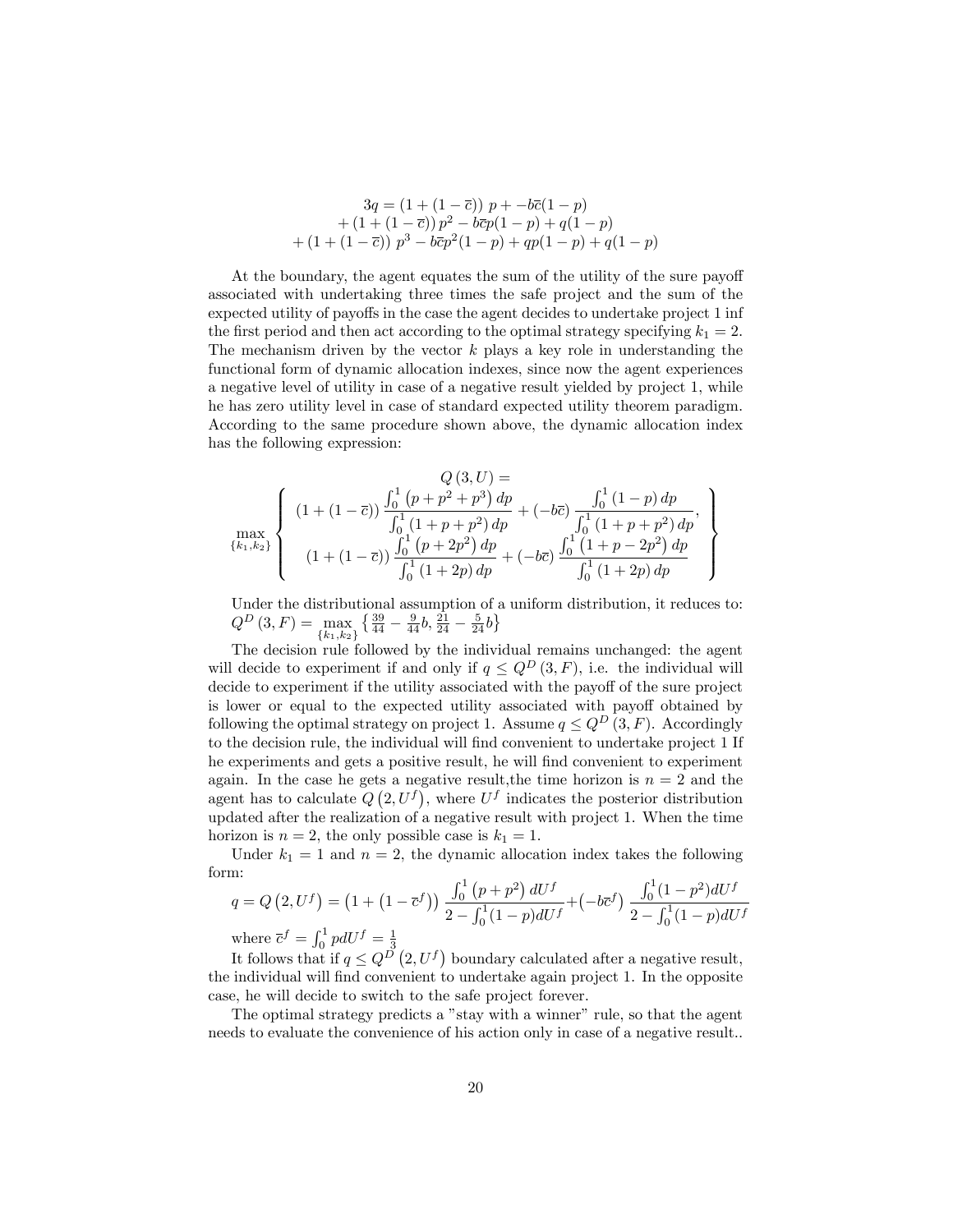$$
\begin{aligned}
3q = (1 + (1 - \overline{c}))\ p + -b\overline{c}(1 - p) \\
+ (1 + (1 - \overline{c}))\, p^2 - b\overline{c}p(1 - p) + q(1 - p) \\
+ (1 + (1 - \overline{c}))\ p^3 - b\overline{c}p^2(1 - p) + qp(1 - p) + q(1 - p)
\end{aligned}
$$

At the boundary, the agent equates the sum of the utility of the sure payoff associated with undertaking three times the safe project and the sum of the expected utility of payoffs in the case the agent decides to undertake project 1 inf the first period and then act according to the optimal strategy specifying $k_1 = 2$. The mechanism driven by the vector $k$ plays a key role in understanding the functional form of dynamic allocation indexes, since now the agent experiences a negative level of utility in case of a negative result yielded by project 1, while he has zero utility level in case of standard expected utility theorem paradigm. According to the same procedure shown above, the dynamic allocation index has the following expression:

$$
Q\,(3, U) = 
\max_{\{k_1,k_2\}}
\left\{
\begin{array}{c}
(1 + (1 - \overline{c}))\,\dfrac{\int_0^1 \left(p + p^2 + p^3\right) dp}{\int_0^1 \left(1 + p + p^2\right) dp} + (-b\overline{c})\,\dfrac{\int_0^1 (1 - p)\, dp}{\int_0^1 \left(1 + p + p^2\right) dp}, \\
(1 + (1 - \overline{c}))\,\dfrac{\int_0^1 \left(p + 2p^2\right) dp}{\int_0^1 (1 + 2p)\, dp} + (-b\overline{c})\,\dfrac{\int_0^1 \left(1 + p - 2p^2\right) dp}{\int_0^1 (1 + 2p)\, dp}
\end{array}
\right\}
$$

Under the distributional assumption of a uniform distribution, it reduces to: $Q^D\,(3, F) = \max\limits_{\{k_1,k_2\}} \left\{ \frac{39}{44} - \frac{9}{44}b, \frac{21}{24} - \frac{5}{24}b \right\}$

The decision rule followed by the individual remains unchanged: the agent will decide to experiment if and only if $q \leq Q^D\,(3, F)$, i.e. the individual will decide to experiment if the utility associated with the payoff of the sure project is lower or equal to the expected utility associated with payoff obtained by following the optimal strategy on project 1. Assume $q \leq Q^D\,(3, F)$. Accordingly to the decision rule, the individual will find convenient to undertake project 1 If he experiments and gets a positive result, he will find convenient to experiment again. In the case he gets a negative result,the time horizon is $n = 2$ and the agent has to calculate $Q\left(2, U^f\right)$, where $U^f$ indicates the posterior distribution updated after the realization of a negative result with project 1. When the time horizon is $n = 2$, the only possible case is $k_1 = 1$.

Under $k_1 = 1$ and $n = 2$, the dynamic allocation index takes the following form:

$$
q = Q\left(2, U^f\right) = \left(1 + \left(1 - \overline{c}^f\right)\right) \frac{\int_0^1 \left(p + p^2\right) dU^f}{2 - \int_0^1 (1 - p) dU^f} + \left(-b\overline{c}^f\right) \frac{\int_0^1 (1 - p^2) dU^f}{2 - \int_0^1 (1 - p) dU^f}
$$

where $\overline{c}^f = \int_0^1 p dU^f = \frac{1}{3}$

It follows that if $q \leq Q^D\left(2, U^f\right)$ boundary calculated after a negative result, the individual will find convenient to undertake again project 1. In the opposite case, he will decide to switch to the safe project forever.

The optimal strategy predicts a "stay with a winner" rule, so that the agent needs to evaluate the convenience of his action only in case of a negative result..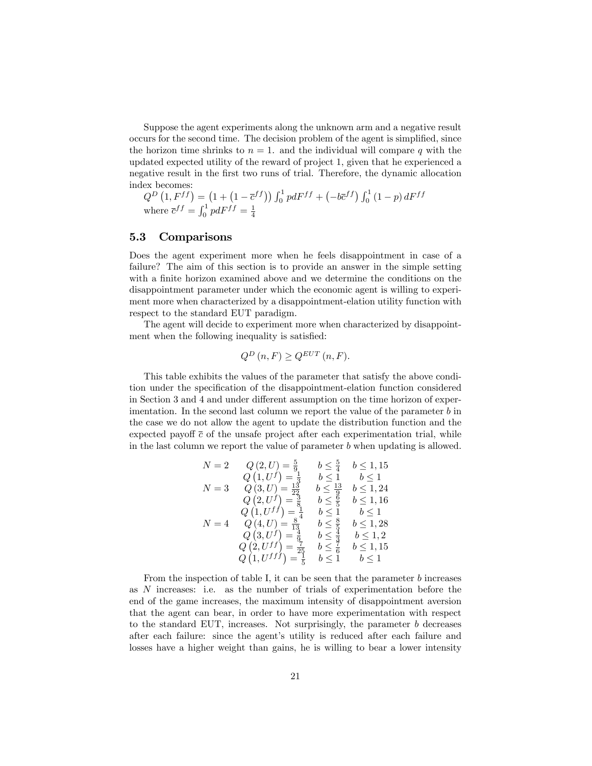Suppose the agent experiments along the unknown arm and a negative result occurs for the second time. The decision problem of the agent is simplified, since the horizon time shrinks to $n = 1$. and the individual will compare $q$ with the updated expected utility of the reward of project 1, given that he experienced a negative result in the first two runs of trial. Therefore, the dynamic allocation index becomes:

$Q^D\left(1, F^{ff}\right) = \left(1 + \left(1 - \overline{c}^{ff}\right)\right) \int_0^1 p dF^{ff} + \left(-b\overline{c}^{ff}\right) \int_0^1 (1-p)\, dF^{ff}$

where $\overline{c}^{ff} = \int_0^1 p dF^{ff} = \frac{1}{4}$

## 5.3 Comparisons

Does the agent experiment more when he feels disappointment in case of a failure? The aim of this section is to provide an answer in the simple setting with a finite horizon examined above and we determine the conditions on the disappointment parameter under which the economic agent is willing to experiment more when characterized by a disappointment-elation utility function with respect to the standard EUT paradigm.

The agent will decide to experiment more when characterized by disappointment when the following inequality is satisfied:

$$Q^D(n, F) \geq Q^{EUT}(n, F).$$

This table exhibits the values of the parameter that satisfy the above condition under the specification of the disappointment-elation function considered in Section 3 and 4 and under different assumption on the time horizon of experimentation. In the second last column we report the value of the parameter $b$ in the case we do not allow the agent to update the distribution function and the expected payoff $\overline{c}$ of the unsafe project after each experimentation trial, while in the last column we report the value of parameter $b$ when updating is allowed.

| | | | |
|---|---|---|---|
| $N = 2$ | $Q(2, U) = \frac{5}{9}$ | $b \leq \frac{5}{4}$ | $b \leq 1,15$ |
| | $Q\left(1, U^f\right) = \frac{1}{3}$ | $b \leq 1$ | $b \leq 1$ |
| $N = 3$ | $Q(3, U) = \frac{13}{22}$ | $b \leq \frac{13}{9}$ | $b \leq 1,24$ |
| | $Q\left(2, U^f\right) = \frac{3}{8}$ | $b \leq \frac{6}{5}$ | $b \leq 1,16$ |
| | $Q\left(1, U^{ff}\right) = \frac{1}{4}$ | $b \leq 1$ | $b \leq 1$ |
| $N = 4$ | $Q(4, U) = \frac{8}{13}$ | $b \leq \frac{8}{5}$ | $b \leq 1,28$ |
| | $Q\left(3, U^f\right) = \frac{4}{9}$ | $b \leq \frac{4}{3}$ | $b \leq 1,2$ |
| | $Q\left(2, U^{ff}\right) = \frac{7}{25}$ | $b \leq \frac{7}{6}$ | $b \leq 1,15$ |
| | $Q\left(1, U^{fff}\right) = \frac{1}{5}$ | $b \leq 1$ | $b \leq 1$ |

From the inspection of table I, it can be seen that the parameter $b$ increases as $N$ increases: i.e. as the number of trials of experimentation before the end of the game increases, the maximum intensity of disappointment aversion that the agent can bear, in order to have more experimentation with respect to the standard EUT, increases. Not surprisingly, the parameter $b$ decreases after each failure: since the agent's utility is reduced after each failure and losses have a higher weight than gains, he is willing to bear a lower intensity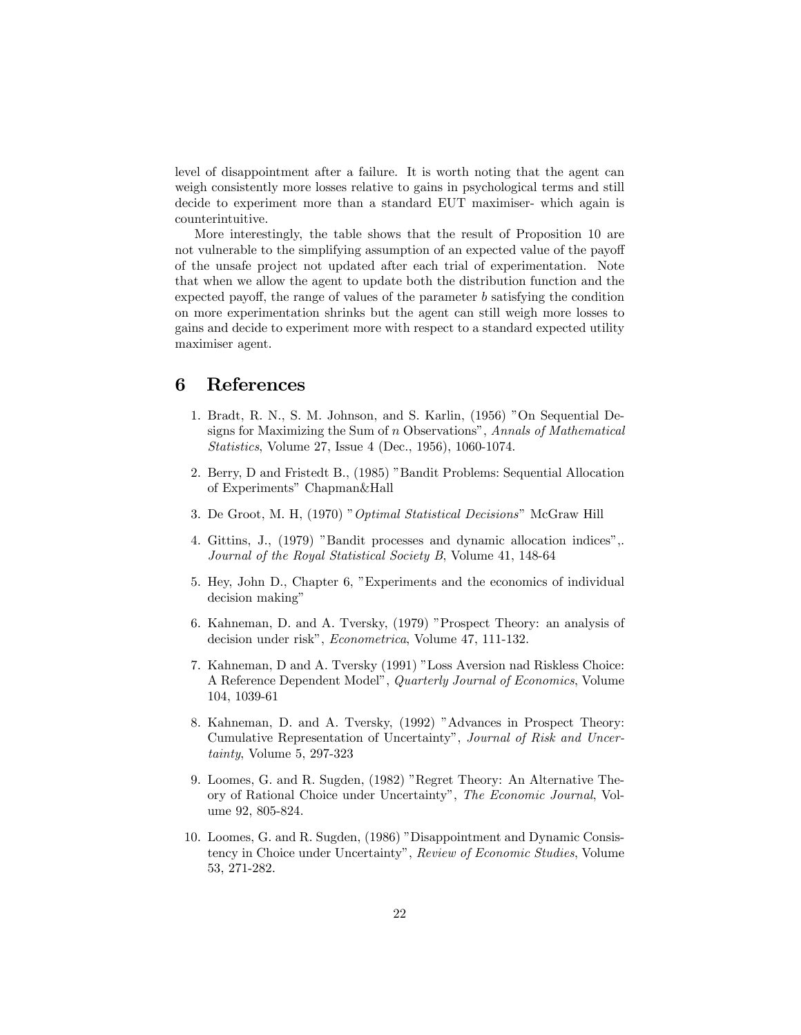level of disappointment after a failure. It is worth noting that the agent can weigh consistently more losses relative to gains in psychological terms and still decide to experiment more than a standard EUT maximiser- which again is counterintuitive.

More interestingly, the table shows that the result of Proposition 10 are not vulnerable to the simplifying assumption of an expected value of the payoff of the unsafe project not updated after each trial of experimentation. Note that when we allow the agent to update both the distribution function and the expected payoff, the range of values of the parameter $b$ satisfying the condition on more experimentation shrinks but the agent can still weigh more losses to gains and decide to experiment more with respect to a standard expected utility maximiser agent.

# 6 References

1. Bradt, R. N., S. M. Johnson, and S. Karlin, (1956) "On Sequential Designs for Maximizing the Sum of $n$ Observations", *Annals of Mathematical Statistics*, Volume 27, Issue 4 (Dec., 1956), 1060-1074.

2. Berry, D and Fristedt B., (1985) "Bandit Problems: Sequential Allocation of Experiments" Chapman&Hall

3. De Groot, M. H, (1970) "*Optimal Statistical Decisions*" McGraw Hill

4. Gittins, J., (1979) "Bandit processes and dynamic allocation indices",. *Journal of the Royal Statistical Society B*, Volume 41, 148-64

5. Hey, John D., Chapter 6, "Experiments and the economics of individual decision making"

6. Kahneman, D. and A. Tversky, (1979) "Prospect Theory: an analysis of decision under risk", *Econometrica*, Volume 47, 111-132.

7. Kahneman, D and A. Tversky (1991) "Loss Aversion nad Riskless Choice: A Reference Dependent Model", *Quarterly Journal of Economics*, Volume 104, 1039-61

8. Kahneman, D. and A. Tversky, (1992) "Advances in Prospect Theory: Cumulative Representation of Uncertainty", *Journal of Risk and Uncertainty*, Volume 5, 297-323

9. Loomes, G. and R. Sugden, (1982) "Regret Theory: An Alternative Theory of Rational Choice under Uncertainty", *The Economic Journal*, Volume 92, 805-824.

10. Loomes, G. and R. Sugden, (1986) "Disappointment and Dynamic Consistency in Choice under Uncertainty", *Review of Economic Studies*, Volume 53, 271-282.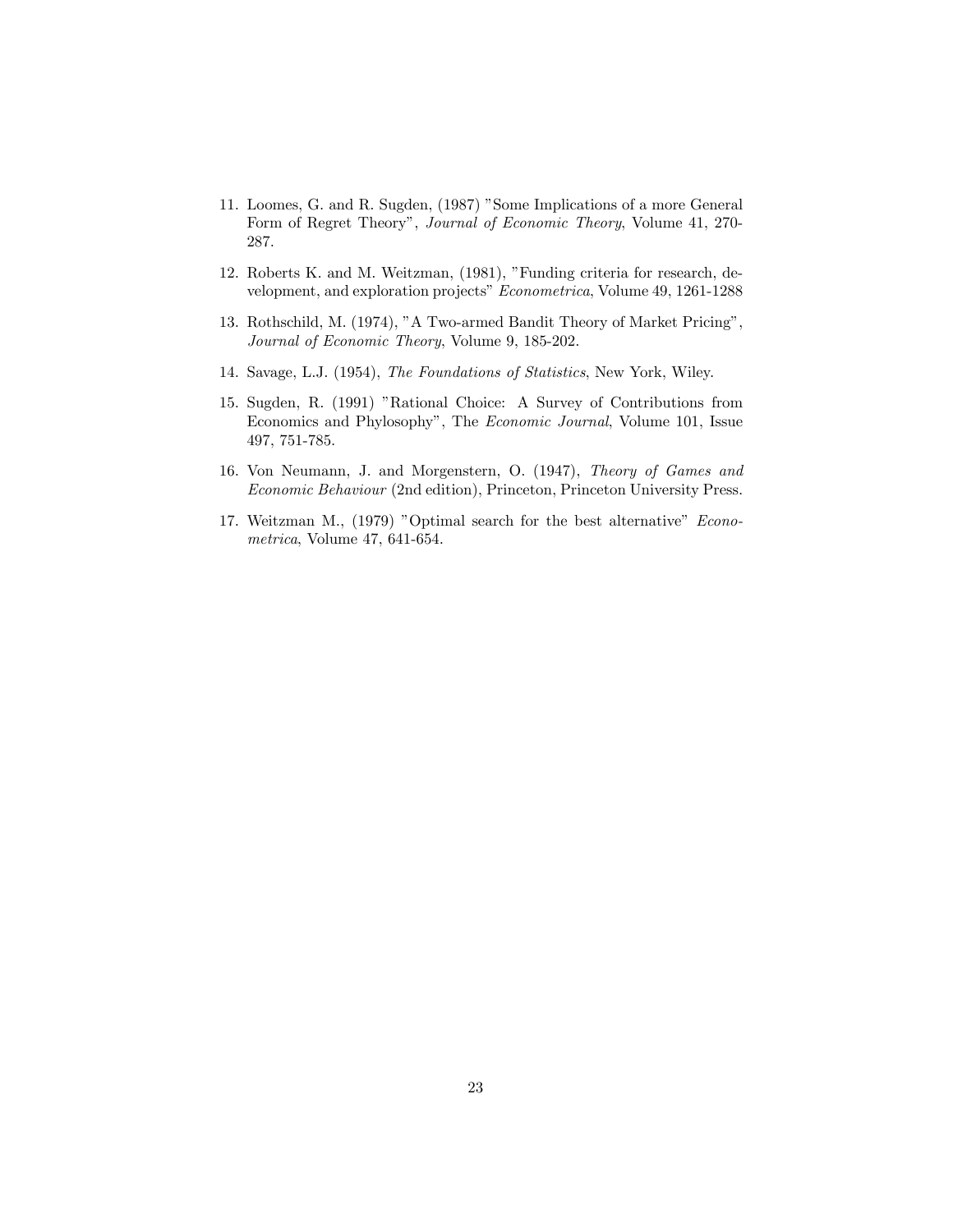11. Loomes, G. and R. Sugden, (1987) "Some Implications of a more General Form of Regret Theory", *Journal of Economic Theory*, Volume 41, 270-287.

12. Roberts K. and M. Weitzman, (1981), "Funding criteria for research, development, and exploration projects" *Econometrica*, Volume 49, 1261-1288

13. Rothschild, M. (1974), "A Two-armed Bandit Theory of Market Pricing", *Journal of Economic Theory*, Volume 9, 185-202.

14. Savage, L.J. (1954), *The Foundations of Statistics*, New York, Wiley.

15. Sugden, R. (1991) "Rational Choice: A Survey of Contributions from Economics and Phylosophy", The *Economic Journal*, Volume 101, Issue 497, 751-785.

16. Von Neumann, J. and Morgenstern, O. (1947), *Theory of Games and Economic Behaviour* (2nd edition), Princeton, Princeton University Press.

17. Weitzman M., (1979) "Optimal search for the best alternative" *Econometrica*, Volume 47, 641-654.